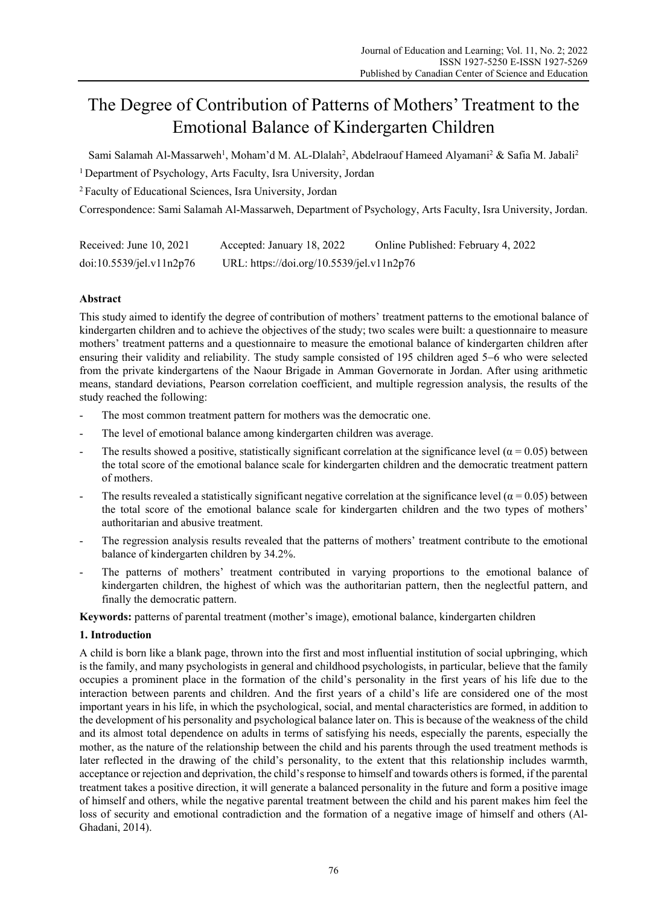# The Degree of Contribution of Patterns of Mothers' Treatment to the Emotional Balance of Kindergarten Children

Sami Salamah Al-Massarweh[1], Moham'd M. AL-Dlalah[2], Abdelraouf Hameed Alyamani[2] & Safia M. Jabali[2]

[1] Department of Psychology, Arts Faculty, Isra University, Jordan

[2] Faculty of Educational Sciences, Isra University, Jordan

Correspondence: Sami Salamah Al-Massarweh, Department of Psychology, Arts Faculty, Isra University, Jordan.

Received: June 10, 2021 Accepted: January 18, 2022 Online Published: February 4, 2022

doi:10.5539/jel.v11n2p76 URL: https://doi.org/10.5539/jel.v11n2p76

## Abstract

This study aimed to identify the degree of contribution of mothers' treatment patterns to the emotional balance of kindergarten children and to achieve the objectives of the study; two scales were built: a questionnaire to measure mothers' treatment patterns and a questionnaire to measure the emotional balance of kindergarten children after ensuring their validity and reliability. The study sample consisted of 195 children aged 5–6 who were selected from the private kindergartens of the Naour Brigade in Amman Governorate in Jordan. After using arithmetic means, standard deviations, Pearson correlation coefficient, and multiple regression analysis, the results of the study reached the following:

- The most common treatment pattern for mothers was the democratic one.
- The level of emotional balance among kindergarten children was average.
- The results showed a positive, statistically significant correlation at the significance level ($\alpha = 0.05$) between the total score of the emotional balance scale for kindergarten children and the democratic treatment pattern of mothers.
- The results revealed a statistically significant negative correlation at the significance level ($\alpha = 0.05$) between the total score of the emotional balance scale for kindergarten children and the two types of mothers' authoritarian and abusive treatment.
- The regression analysis results revealed that the patterns of mothers' treatment contribute to the emotional balance of kindergarten children by 34.2%.
- The patterns of mothers' treatment contributed in varying proportions to the emotional balance of kindergarten children, the highest of which was the authoritarian pattern, then the neglectful pattern, and finally the democratic pattern.

**Keywords:** patterns of parental treatment (mother's image), emotional balance, kindergarten children

## 1. Introduction

A child is born like a blank page, thrown into the first and most influential institution of social upbringing, which is the family, and many psychologists in general and childhood psychologists, in particular, believe that the family occupies a prominent place in the formation of the child's personality in the first years of his life due to the interaction between parents and children. And the first years of a child's life are considered one of the most important years in his life, in which the psychological, social, and mental characteristics are formed, in addition to the development of his personality and psychological balance later on. This is because of the weakness of the child and its almost total dependence on adults in terms of satisfying his needs, especially the parents, especially the mother, as the nature of the relationship between the child and his parents through the used treatment methods is later reflected in the drawing of the child's personality, to the extent that this relationship includes warmth, acceptance or rejection and deprivation, the child's response to himself and towards others is formed, if the parental treatment takes a positive direction, it will generate a balanced personality in the future and form a positive image of himself and others, while the negative parental treatment between the child and his parent makes him feel the loss of security and emotional contradiction and the formation of a negative image of himself and others (Al-Ghadani, 2014).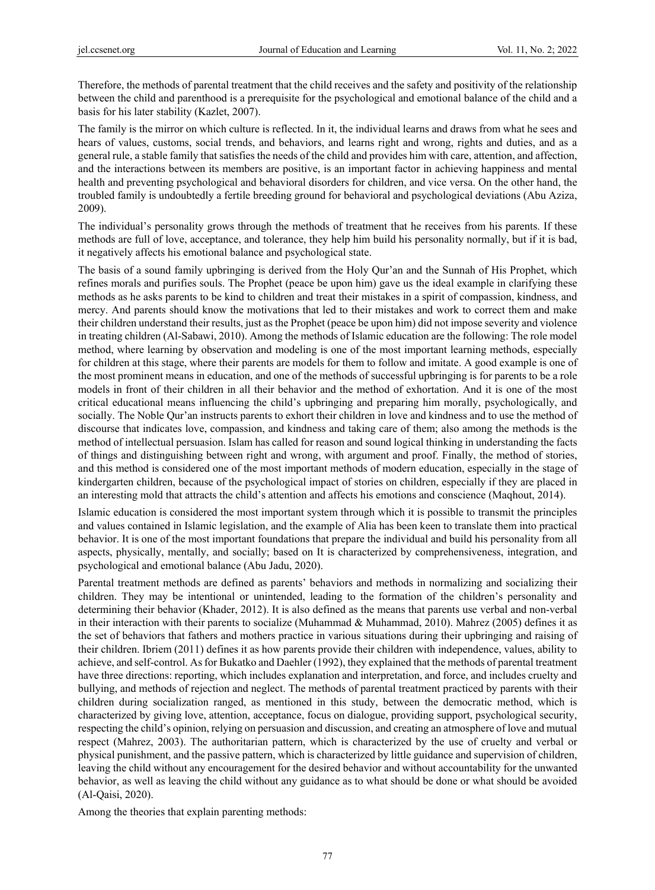Therefore, the methods of parental treatment that the child receives and the safety and positivity of the relationship between the child and parenthood is a prerequisite for the psychological and emotional balance of the child and a basis for his later stability (Kazlet, 2007).

The family is the mirror on which culture is reflected. In it, the individual learns and draws from what he sees and hears of values, customs, social trends, and behaviors, and learns right and wrong, rights and duties, and as a general rule, a stable family that satisfies the needs of the child and provides him with care, attention, and affection, and the interactions between its members are positive, is an important factor in achieving happiness and mental health and preventing psychological and behavioral disorders for children, and vice versa. On the other hand, the troubled family is undoubtedly a fertile breeding ground for behavioral and psychological deviations (Abu Aziza, 2009).

The individual's personality grows through the methods of treatment that he receives from his parents. If these methods are full of love, acceptance, and tolerance, they help him build his personality normally, but if it is bad, it negatively affects his emotional balance and psychological state.

The basis of a sound family upbringing is derived from the Holy Qur'an and the Sunnah of His Prophet, which refines morals and purifies souls. The Prophet (peace be upon him) gave us the ideal example in clarifying these methods as he asks parents to be kind to children and treat their mistakes in a spirit of compassion, kindness, and mercy. And parents should know the motivations that led to their mistakes and work to correct them and make their children understand their results, just as the Prophet (peace be upon him) did not impose severity and violence in treating children (Al-Sabawi, 2010). Among the methods of Islamic education are the following: The role model method, where learning by observation and modeling is one of the most important learning methods, especially for children at this stage, where their parents are models for them to follow and imitate. A good example is one of the most prominent means in education, and one of the methods of successful upbringing is for parents to be a role models in front of their children in all their behavior and the method of exhortation. And it is one of the most critical educational means influencing the child's upbringing and preparing him morally, psychologically, and socially. The Noble Qur'an instructs parents to exhort their children in love and kindness and to use the method of discourse that indicates love, compassion, and kindness and taking care of them; also among the methods is the method of intellectual persuasion. Islam has called for reason and sound logical thinking in understanding the facts of things and distinguishing between right and wrong, with argument and proof. Finally, the method of stories, and this method is considered one of the most important methods of modern education, especially in the stage of kindergarten children, because of the psychological impact of stories on children, especially if they are placed in an interesting mold that attracts the child's attention and affects his emotions and conscience (Maqhout, 2014).

Islamic education is considered the most important system through which it is possible to transmit the principles and values contained in Islamic legislation, and the example of Alia has been keen to translate them into practical behavior. It is one of the most important foundations that prepare the individual and build his personality from all aspects, physically, mentally, and socially; based on It is characterized by comprehensiveness, integration, and psychological and emotional balance (Abu Jadu, 2020).

Parental treatment methods are defined as parents' behaviors and methods in normalizing and socializing their children. They may be intentional or unintended, leading to the formation of the children's personality and determining their behavior (Khader, 2012). It is also defined as the means that parents use verbal and non-verbal in their interaction with their parents to socialize (Muhammad & Muhammad, 2010). Mahrez (2005) defines it as the set of behaviors that fathers and mothers practice in various situations during their upbringing and raising of their children. Ibriem (2011) defines it as how parents provide their children with independence, values, ability to achieve, and self-control. As for Bukatko and Daehler (1992), they explained that the methods of parental treatment have three directions: reporting, which includes explanation and interpretation, and force, and includes cruelty and bullying, and methods of rejection and neglect. The methods of parental treatment practiced by parents with their children during socialization ranged, as mentioned in this study, between the democratic method, which is characterized by giving love, attention, acceptance, focus on dialogue, providing support, psychological security, respecting the child's opinion, relying on persuasion and discussion, and creating an atmosphere of love and mutual respect (Mahrez, 2003). The authoritarian pattern, which is characterized by the use of cruelty and verbal or physical punishment, and the passive pattern, which is characterized by little guidance and supervision of children, leaving the child without any encouragement for the desired behavior and without accountability for the unwanted behavior, as well as leaving the child without any guidance as to what should be done or what should be avoided (Al-Qaisi, 2020).

Among the theories that explain parenting methods: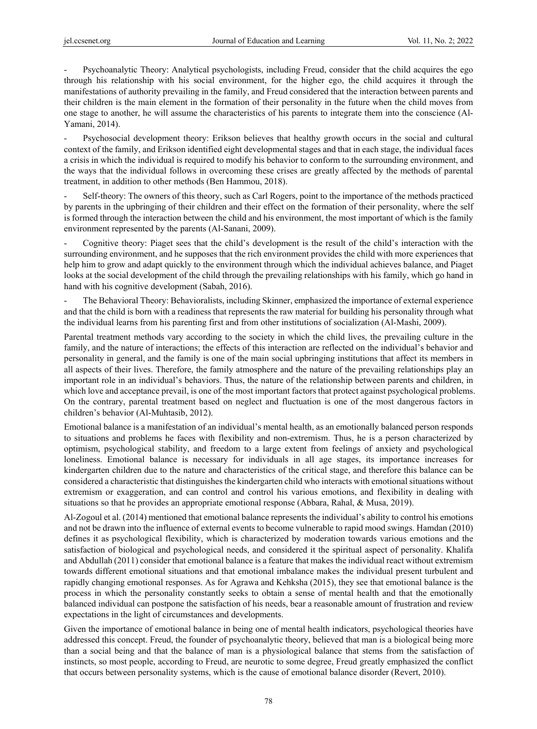- Psychoanalytic Theory: Analytical psychologists, including Freud, consider that the child acquires the ego through his relationship with his social environment, for the higher ego, the child acquires it through the manifestations of authority prevailing in the family, and Freud considered that the interaction between parents and their children is the main element in the formation of their personality in the future when the child moves from one stage to another, he will assume the characteristics of his parents to integrate them into the conscience (Al-Yamani, 2014).

- Psychosocial development theory: Erikson believes that healthy growth occurs in the social and cultural context of the family, and Erikson identified eight developmental stages and that in each stage, the individual faces a crisis in which the individual is required to modify his behavior to conform to the surrounding environment, and the ways that the individual follows in overcoming these crises are greatly affected by the methods of parental treatment, in addition to other methods (Ben Hammou, 2018).

- Self-theory: The owners of this theory, such as Carl Rogers, point to the importance of the methods practiced by parents in the upbringing of their children and their effect on the formation of their personality, where the self is formed through the interaction between the child and his environment, the most important of which is the family environment represented by the parents (Al-Sanani, 2009).

- Cognitive theory: Piaget sees that the child's development is the result of the child's interaction with the surrounding environment, and he supposes that the rich environment provides the child with more experiences that help him to grow and adapt quickly to the environment through which the individual achieves balance, and Piaget looks at the social development of the child through the prevailing relationships with his family, which go hand in hand with his cognitive development (Sabah, 2016).

- The Behavioral Theory: Behavioralists, including Skinner, emphasized the importance of external experience and that the child is born with a readiness that represents the raw material for building his personality through what the individual learns from his parenting first and from other institutions of socialization (Al-Mashi, 2009).

Parental treatment methods vary according to the society in which the child lives, the prevailing culture in the family, and the nature of interactions; the effects of this interaction are reflected on the individual's behavior and personality in general, and the family is one of the main social upbringing institutions that affect its members in all aspects of their lives. Therefore, the family atmosphere and the nature of the prevailing relationships play an important role in an individual's behaviors. Thus, the nature of the relationship between parents and children, in which love and acceptance prevail, is one of the most important factors that protect against psychological problems. On the contrary, parental treatment based on neglect and fluctuation is one of the most dangerous factors in children's behavior (Al-Muhtasib, 2012).

Emotional balance is a manifestation of an individual's mental health, as an emotionally balanced person responds to situations and problems he faces with flexibility and non-extremism. Thus, he is a person characterized by optimism, psychological stability, and freedom to a large extent from feelings of anxiety and psychological loneliness. Emotional balance is necessary for individuals in all age stages, its importance increases for kindergarten children due to the nature and characteristics of the critical stage, and therefore this balance can be considered a characteristic that distinguishes the kindergarten child who interacts with emotional situations without extremism or exaggeration, and can control and control his various emotions, and flexibility in dealing with situations so that he provides an appropriate emotional response (Abbara, Rahal, & Musa, 2019).

Al-Zogoul et al. (2014) mentioned that emotional balance represents the individual's ability to control his emotions and not be drawn into the influence of external events to become vulnerable to rapid mood swings. Hamdan (2010) defines it as psychological flexibility, which is characterized by moderation towards various emotions and the satisfaction of biological and psychological needs, and considered it the spiritual aspect of personality. Khalifa and Abdullah (2011) consider that emotional balance is a feature that makes the individual react without extremism towards different emotional situations and that emotional imbalance makes the individual present turbulent and rapidly changing emotional responses. As for Agrawa and Kehksha (2015), they see that emotional balance is the process in which the personality constantly seeks to obtain a sense of mental health and that the emotionally balanced individual can postpone the satisfaction of his needs, bear a reasonable amount of frustration and review expectations in the light of circumstances and developments.

Given the importance of emotional balance in being one of mental health indicators, psychological theories have addressed this concept. Freud, the founder of psychoanalytic theory, believed that man is a biological being more than a social being and that the balance of man is a physiological balance that stems from the satisfaction of instincts, so most people, according to Freud, are neurotic to some degree, Freud greatly emphasized the conflict that occurs between personality systems, which is the cause of emotional balance disorder (Revert, 2010).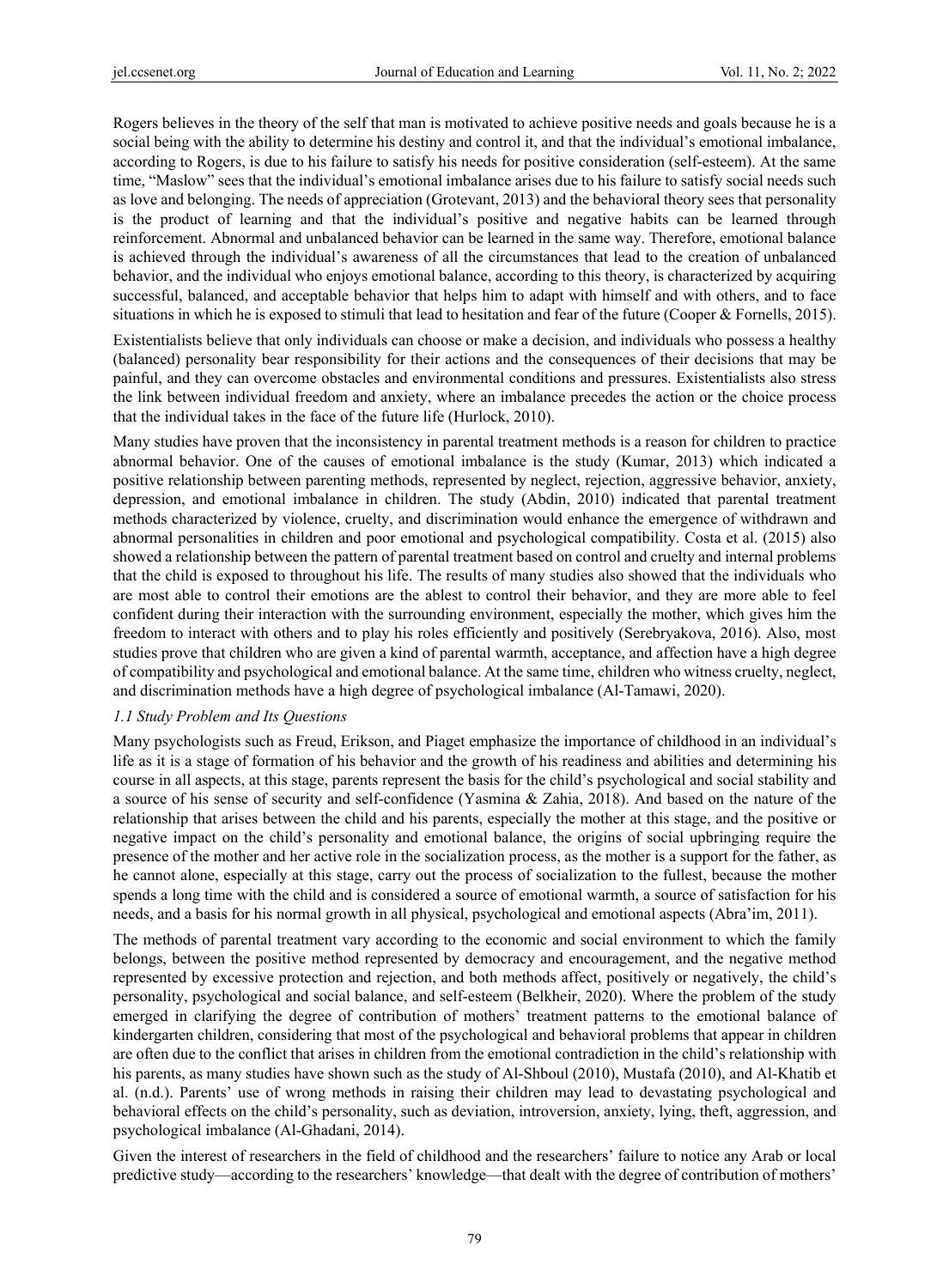Rogers believes in the theory of the self that man is motivated to achieve positive needs and goals because he is a social being with the ability to determine his destiny and control it, and that the individual's emotional imbalance, according to Rogers, is due to his failure to satisfy his needs for positive consideration (self-esteem). At the same time, "Maslow" sees that the individual's emotional imbalance arises due to his failure to satisfy social needs such as love and belonging. The needs of appreciation (Grotevant, 2013) and the behavioral theory sees that personality is the product of learning and that the individual's positive and negative habits can be learned through reinforcement. Abnormal and unbalanced behavior can be learned in the same way. Therefore, emotional balance is achieved through the individual's awareness of all the circumstances that lead to the creation of unbalanced behavior, and the individual who enjoys emotional balance, according to this theory, is characterized by acquiring successful, balanced, and acceptable behavior that helps him to adapt with himself and with others, and to face situations in which he is exposed to stimuli that lead to hesitation and fear of the future (Cooper & Fornells, 2015).

Existentialists believe that only individuals can choose or make a decision, and individuals who possess a healthy (balanced) personality bear responsibility for their actions and the consequences of their decisions that may be painful, and they can overcome obstacles and environmental conditions and pressures. Existentialists also stress the link between individual freedom and anxiety, where an imbalance precedes the action or the choice process that the individual takes in the face of the future life (Hurlock, 2010).

Many studies have proven that the inconsistency in parental treatment methods is a reason for children to practice abnormal behavior. One of the causes of emotional imbalance is the study (Kumar, 2013) which indicated a positive relationship between parenting methods, represented by neglect, rejection, aggressive behavior, anxiety, depression, and emotional imbalance in children. The study (Abdin, 2010) indicated that parental treatment methods characterized by violence, cruelty, and discrimination would enhance the emergence of withdrawn and abnormal personalities in children and poor emotional and psychological compatibility. Costa et al. (2015) also showed a relationship between the pattern of parental treatment based on control and cruelty and internal problems that the child is exposed to throughout his life. The results of many studies also showed that the individuals who are most able to control their emotions are the ablest to control their behavior, and they are more able to feel confident during their interaction with the surrounding environment, especially the mother, which gives him the freedom to interact with others and to play his roles efficiently and positively (Serebryakova, 2016). Also, most studies prove that children who are given a kind of parental warmth, acceptance, and affection have a high degree of compatibility and psychological and emotional balance. At the same time, children who witness cruelty, neglect, and discrimination methods have a high degree of psychological imbalance (Al-Tamawi, 2020).

### 1.1 Study Problem and Its Questions

Many psychologists such as Freud, Erikson, and Piaget emphasize the importance of childhood in an individual's life as it is a stage of formation of his behavior and the growth of his readiness and abilities and determining his course in all aspects, at this stage, parents represent the basis for the child's psychological and social stability and a source of his sense of security and self-confidence (Yasmina & Zahia, 2018). And based on the nature of the relationship that arises between the child and his parents, especially the mother at this stage, and the positive or negative impact on the child's personality and emotional balance, the origins of social upbringing require the presence of the mother and her active role in the socialization process, as the mother is a support for the father, as he cannot alone, especially at this stage, carry out the process of socialization to the fullest, because the mother spends a long time with the child and is considered a source of emotional warmth, a source of satisfaction for his needs, and a basis for his normal growth in all physical, psychological and emotional aspects (Abra'im, 2011).

The methods of parental treatment vary according to the economic and social environment to which the family belongs, between the positive method represented by democracy and encouragement, and the negative method represented by excessive protection and rejection, and both methods affect, positively or negatively, the child's personality, psychological and social balance, and self-esteem (Belkheir, 2020). Where the problem of the study emerged in clarifying the degree of contribution of mothers' treatment patterns to the emotional balance of kindergarten children, considering that most of the psychological and behavioral problems that appear in children are often due to the conflict that arises in children from the emotional contradiction in the child's relationship with his parents, as many studies have shown such as the study of Al-Shboul (2010), Mustafa (2010), and Al-Khatib et al. (n.d.). Parents' use of wrong methods in raising their children may lead to devastating psychological and behavioral effects on the child's personality, such as deviation, introversion, anxiety, lying, theft, aggression, and psychological imbalance (Al-Ghadani, 2014).

Given the interest of researchers in the field of childhood and the researchers' failure to notice any Arab or local predictive study—according to the researchers' knowledge—that dealt with the degree of contribution of mothers'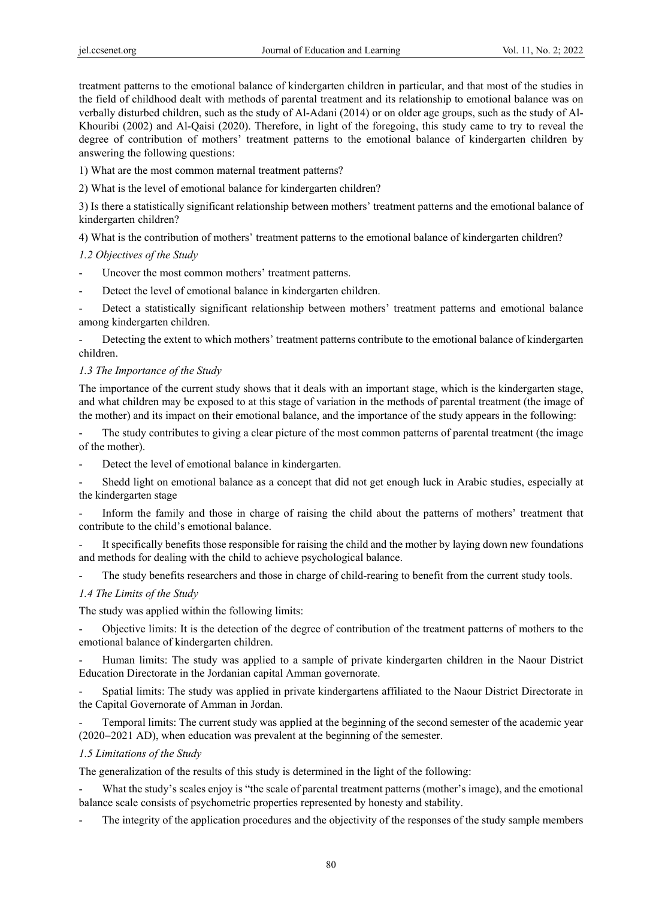treatment patterns to the emotional balance of kindergarten children in particular, and that most of the studies in the field of childhood dealt with methods of parental treatment and its relationship to emotional balance was on verbally disturbed children, such as the study of Al-Adani (2014) or on older age groups, such as the study of Al-Khouribi (2002) and Al-Qaisi (2020). Therefore, in light of the foregoing, this study came to try to reveal the degree of contribution of mothers' treatment patterns to the emotional balance of kindergarten children by answering the following questions:

1) What are the most common maternal treatment patterns?

2) What is the level of emotional balance for kindergarten children?

3) Is there a statistically significant relationship between mothers' treatment patterns and the emotional balance of kindergarten children?

4) What is the contribution of mothers' treatment patterns to the emotional balance of kindergarten children?

### *1.2 Objectives of the Study*

- Uncover the most common mothers' treatment patterns.
- Detect the level of emotional balance in kindergarten children.
- Detect a statistically significant relationship between mothers' treatment patterns and emotional balance among kindergarten children.
- Detecting the extent to which mothers' treatment patterns contribute to the emotional balance of kindergarten children.

### *1.3 The Importance of the Study*

The importance of the current study shows that it deals with an important stage, which is the kindergarten stage, and what children may be exposed to at this stage of variation in the methods of parental treatment (the image of the mother) and its impact on their emotional balance, and the importance of the study appears in the following:

- The study contributes to giving a clear picture of the most common patterns of parental treatment (the image of the mother).
- Detect the level of emotional balance in kindergarten.
- Shedd light on emotional balance as a concept that did not get enough luck in Arabic studies, especially at the kindergarten stage
- Inform the family and those in charge of raising the child about the patterns of mothers' treatment that contribute to the child's emotional balance.
- It specifically benefits those responsible for raising the child and the mother by laying down new foundations and methods for dealing with the child to achieve psychological balance.
- The study benefits researchers and those in charge of child-rearing to benefit from the current study tools.

### *1.4 The Limits of the Study*

The study was applied within the following limits:

- Objective limits: It is the detection of the degree of contribution of the treatment patterns of mothers to the emotional balance of kindergarten children.
- Human limits: The study was applied to a sample of private kindergarten children in the Naour District Education Directorate in the Jordanian capital Amman governorate.
- Spatial limits: The study was applied in private kindergartens affiliated to the Naour District Directorate in the Capital Governorate of Amman in Jordan.
- Temporal limits: The current study was applied at the beginning of the second semester of the academic year (2020–2021 AD), when education was prevalent at the beginning of the semester.

### *1.5 Limitations of the Study*

The generalization of the results of this study is determined in the light of the following:

- What the study's scales enjoy is "the scale of parental treatment patterns (mother's image), and the emotional balance scale consists of psychometric properties represented by honesty and stability.
- The integrity of the application procedures and the objectivity of the responses of the study sample members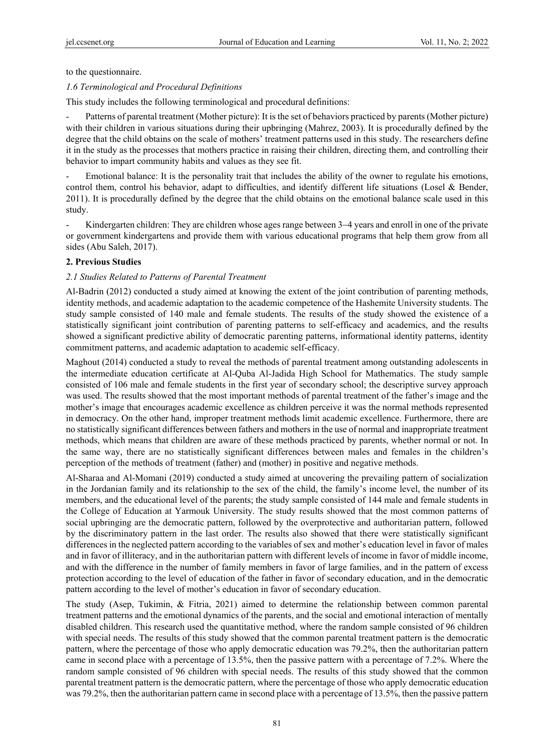to the questionnaire.

*1.6 Terminological and Procedural Definitions*

This study includes the following terminological and procedural definitions:

- Patterns of parental treatment (Mother picture): It is the set of behaviors practiced by parents (Mother picture) with their children in various situations during their upbringing (Mahrez, 2003). It is procedurally defined by the degree that the child obtains on the scale of mothers' treatment patterns used in this study. The researchers define it in the study as the processes that mothers practice in raising their children, directing them, and controlling their behavior to impart community habits and values as they see fit.

- Emotional balance: It is the personality trait that includes the ability of the owner to regulate his emotions, control them, control his behavior, adapt to difficulties, and identify different life situations (Losel & Bender, 2011). It is procedurally defined by the degree that the child obtains on the emotional balance scale used in this study.

- Kindergarten children: They are children whose ages range between 3–4 years and enroll in one of the private or government kindergartens and provide them with various educational programs that help them grow from all sides (Abu Saleh, 2017).

## 2. Previous Studies

*2.1 Studies Related to Patterns of Parental Treatment*

Al-Badrin (2012) conducted a study aimed at knowing the extent of the joint contribution of parenting methods, identity methods, and academic adaptation to the academic competence of the Hashemite University students. The study sample consisted of 140 male and female students. The results of the study showed the existence of a statistically significant joint contribution of parenting patterns to self-efficacy and academics, and the results showed a significant predictive ability of democratic parenting patterns, informational identity patterns, identity commitment patterns, and academic adaptation to academic self-efficacy.

Maghout (2014) conducted a study to reveal the methods of parental treatment among outstanding adolescents in the intermediate education certificate at Al-Quba Al-Jadida High School for Mathematics. The study sample consisted of 106 male and female students in the first year of secondary school; the descriptive survey approach was used. The results showed that the most important methods of parental treatment of the father's image and the mother's image that encourages academic excellence as children perceive it was the normal methods represented in democracy. On the other hand, improper treatment methods limit academic excellence. Furthermore, there are no statistically significant differences between fathers and mothers in the use of normal and inappropriate treatment methods, which means that children are aware of these methods practiced by parents, whether normal or not. In the same way, there are no statistically significant differences between males and females in the children's perception of the methods of treatment (father) and (mother) in positive and negative methods.

Al-Sharaa and Al-Momani (2019) conducted a study aimed at uncovering the prevailing pattern of socialization in the Jordanian family and its relationship to the sex of the child, the family's income level, the number of its members, and the educational level of the parents; the study sample consisted of 144 male and female students in the College of Education at Yarmouk University. The study results showed that the most common patterns of social upbringing are the democratic pattern, followed by the overprotective and authoritarian pattern, followed by the discriminatory pattern in the last order. The results also showed that there were statistically significant differences in the neglected pattern according to the variables of sex and mother's education level in favor of males and in favor of illiteracy, and in the authoritarian pattern with different levels of income in favor of middle income, and with the difference in the number of family members in favor of large families, and in the pattern of excess protection according to the level of education of the father in favor of secondary education, and in the democratic pattern according to the level of mother's education in favor of secondary education.

The study (Asep, Tukimin, & Fitria, 2021) aimed to determine the relationship between common parental treatment patterns and the emotional dynamics of the parents, and the social and emotional interaction of mentally disabled children. This research used the quantitative method, where the random sample consisted of 96 children with special needs. The results of this study showed that the common parental treatment pattern is the democratic pattern, where the percentage of those who apply democratic education was 79.2%, then the authoritarian pattern came in second place with a percentage of 13.5%, then the passive pattern with a percentage of 7.2%. Where the random sample consisted of 96 children with special needs. The results of this study showed that the common parental treatment pattern is the democratic pattern, where the percentage of those who apply democratic education was 79.2%, then the authoritarian pattern came in second place with a percentage of 13.5%, then the passive pattern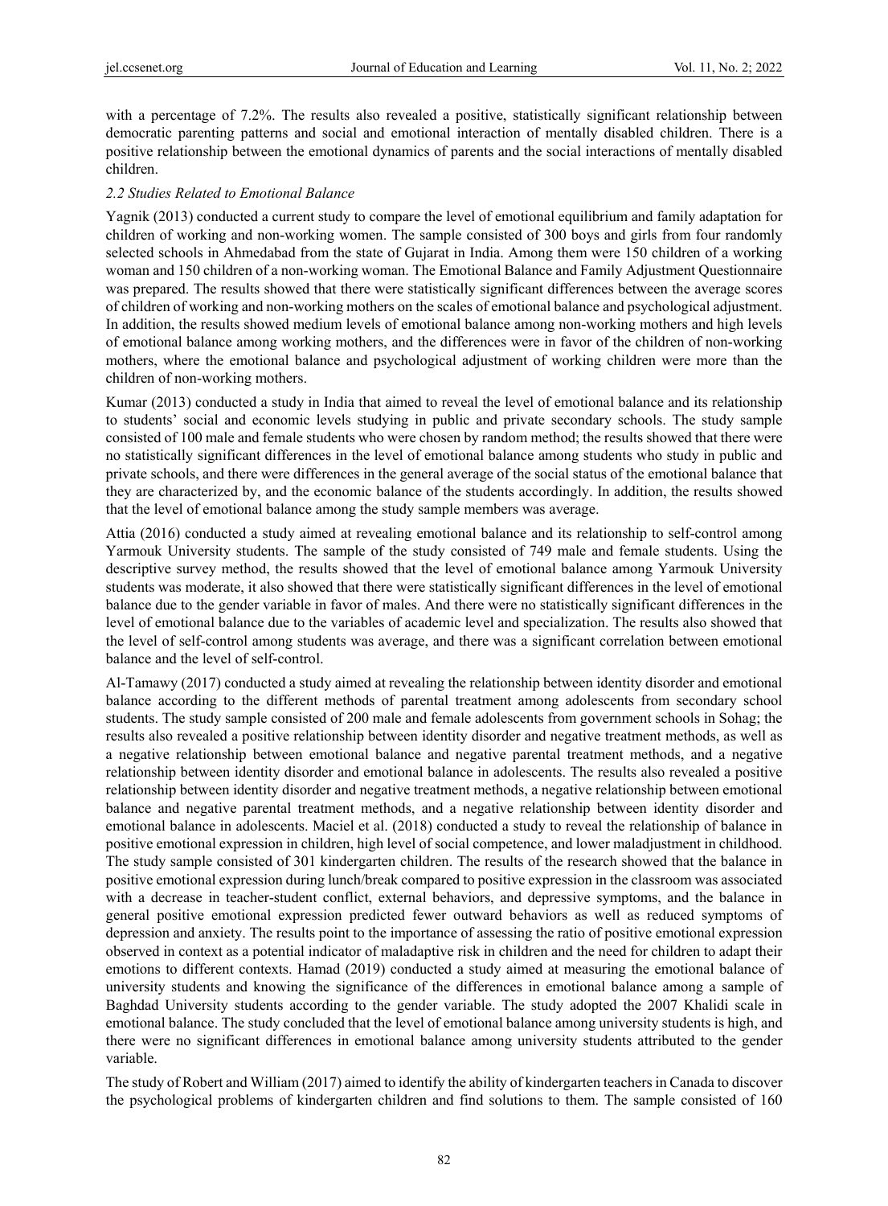with a percentage of 7.2%. The results also revealed a positive, statistically significant relationship between democratic parenting patterns and social and emotional interaction of mentally disabled children. There is a positive relationship between the emotional dynamics of parents and the social interactions of mentally disabled children.

### *2.2 Studies Related to Emotional Balance*

Yagnik (2013) conducted a current study to compare the level of emotional equilibrium and family adaptation for children of working and non-working women. The sample consisted of 300 boys and girls from four randomly selected schools in Ahmedabad from the state of Gujarat in India. Among them were 150 children of a working woman and 150 children of a non-working woman. The Emotional Balance and Family Adjustment Questionnaire was prepared. The results showed that there were statistically significant differences between the average scores of children of working and non-working mothers on the scales of emotional balance and psychological adjustment. In addition, the results showed medium levels of emotional balance among non-working mothers and high levels of emotional balance among working mothers, and the differences were in favor of the children of non-working mothers, where the emotional balance and psychological adjustment of working children were more than the children of non-working mothers.

Kumar (2013) conducted a study in India that aimed to reveal the level of emotional balance and its relationship to students' social and economic levels studying in public and private secondary schools. The study sample consisted of 100 male and female students who were chosen by random method; the results showed that there were no statistically significant differences in the level of emotional balance among students who study in public and private schools, and there were differences in the general average of the social status of the emotional balance that they are characterized by, and the economic balance of the students accordingly. In addition, the results showed that the level of emotional balance among the study sample members was average.

Attia (2016) conducted a study aimed at revealing emotional balance and its relationship to self-control among Yarmouk University students. The sample of the study consisted of 749 male and female students. Using the descriptive survey method, the results showed that the level of emotional balance among Yarmouk University students was moderate, it also showed that there were statistically significant differences in the level of emotional balance due to the gender variable in favor of males. And there were no statistically significant differences in the level of emotional balance due to the variables of academic level and specialization. The results also showed that the level of self-control among students was average, and there was a significant correlation between emotional balance and the level of self-control.

Al-Tamawy (2017) conducted a study aimed at revealing the relationship between identity disorder and emotional balance according to the different methods of parental treatment among adolescents from secondary school students. The study sample consisted of 200 male and female adolescents from government schools in Sohag; the results also revealed a positive relationship between identity disorder and negative treatment methods, as well as a negative relationship between emotional balance and negative parental treatment methods, and a negative relationship between identity disorder and emotional balance in adolescents. The results also revealed a positive relationship between identity disorder and negative treatment methods, a negative relationship between emotional balance and negative parental treatment methods, and a negative relationship between identity disorder and emotional balance in adolescents. Maciel et al. (2018) conducted a study to reveal the relationship of balance in positive emotional expression in children, high level of social competence, and lower maladjustment in childhood. The study sample consisted of 301 kindergarten children. The results of the research showed that the balance in positive emotional expression during lunch/break compared to positive expression in the classroom was associated with a decrease in teacher-student conflict, external behaviors, and depressive symptoms, and the balance in general positive emotional expression predicted fewer outward behaviors as well as reduced symptoms of depression and anxiety. The results point to the importance of assessing the ratio of positive emotional expression observed in context as a potential indicator of maladaptive risk in children and the need for children to adapt their emotions to different contexts. Hamad (2019) conducted a study aimed at measuring the emotional balance of university students and knowing the significance of the differences in emotional balance among a sample of Baghdad University students according to the gender variable. The study adopted the 2007 Khalidi scale in emotional balance. The study concluded that the level of emotional balance among university students is high, and there were no significant differences in emotional balance among university students attributed to the gender variable.

The study of Robert and William (2017) aimed to identify the ability of kindergarten teachers in Canada to discover the psychological problems of kindergarten children and find solutions to them. The sample consisted of 160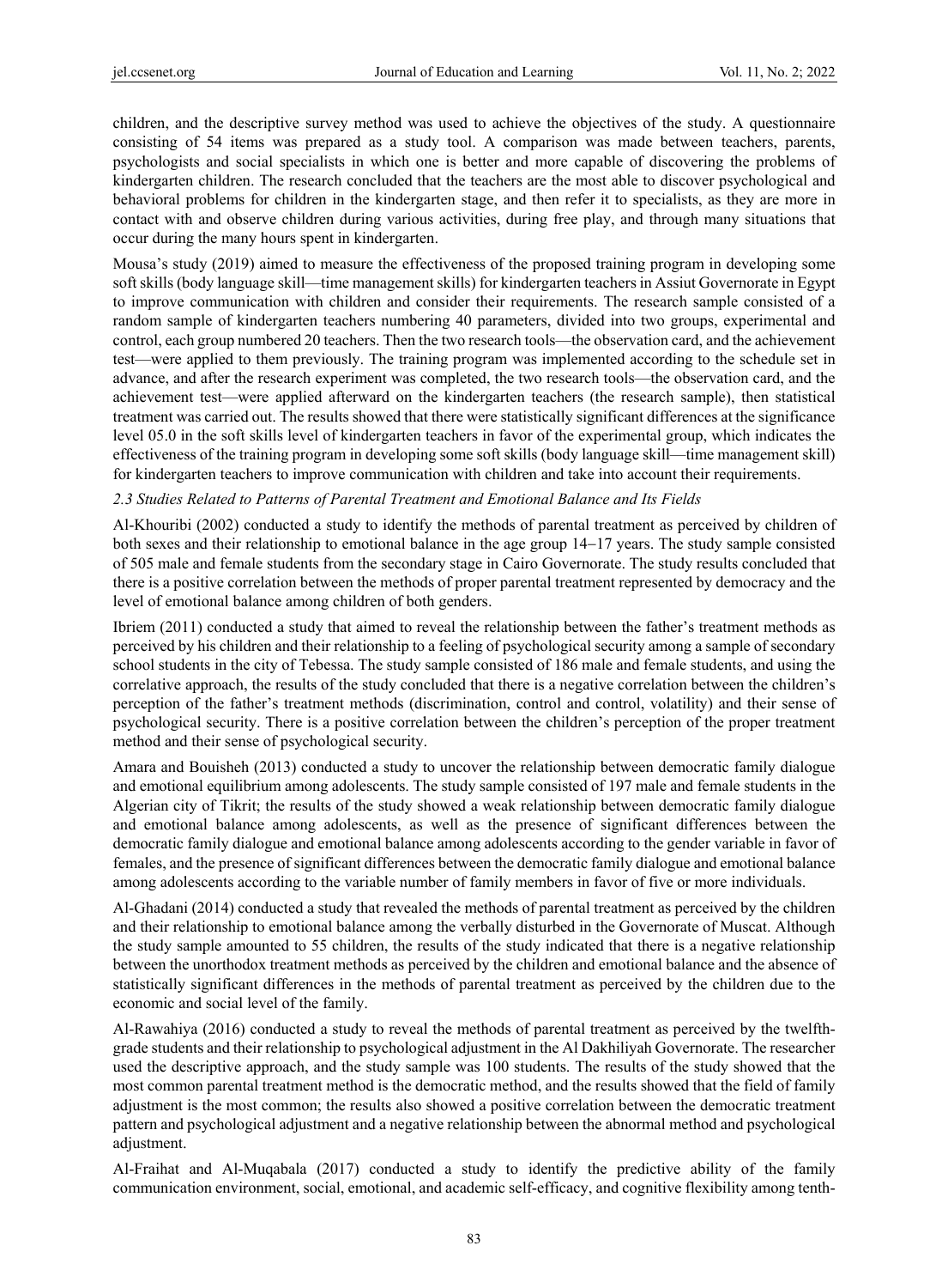children, and the descriptive survey method was used to achieve the objectives of the study. A questionnaire consisting of 54 items was prepared as a study tool. A comparison was made between teachers, parents, psychologists and social specialists in which one is better and more capable of discovering the problems of kindergarten children. The research concluded that the teachers are the most able to discover psychological and behavioral problems for children in the kindergarten stage, and then refer it to specialists, as they are more in contact with and observe children during various activities, during free play, and through many situations that occur during the many hours spent in kindergarten.

Mousa's study (2019) aimed to measure the effectiveness of the proposed training program in developing some soft skills (body language skill—time management skills) for kindergarten teachers in Assiut Governorate in Egypt to improve communication with children and consider their requirements. The research sample consisted of a random sample of kindergarten teachers numbering 40 parameters, divided into two groups, experimental and control, each group numbered 20 teachers. Then the two research tools—the observation card, and the achievement test—were applied to them previously. The training program was implemented according to the schedule set in advance, and after the research experiment was completed, the two research tools—the observation card, and the achievement test—were applied afterward on the kindergarten teachers (the research sample), then statistical treatment was carried out. The results showed that there were statistically significant differences at the significance level 05.0 in the soft skills level of kindergarten teachers in favor of the experimental group, which indicates the effectiveness of the training program in developing some soft skills (body language skill—time management skill) for kindergarten teachers to improve communication with children and take into account their requirements.

### *2.3 Studies Related to Patterns of Parental Treatment and Emotional Balance and Its Fields*

Al-Khouribi (2002) conducted a study to identify the methods of parental treatment as perceived by children of both sexes and their relationship to emotional balance in the age group 14−17 years. The study sample consisted of 505 male and female students from the secondary stage in Cairo Governorate. The study results concluded that there is a positive correlation between the methods of proper parental treatment represented by democracy and the level of emotional balance among children of both genders.

Ibriem (2011) conducted a study that aimed to reveal the relationship between the father's treatment methods as perceived by his children and their relationship to a feeling of psychological security among a sample of secondary school students in the city of Tebessa. The study sample consisted of 186 male and female students, and using the correlative approach, the results of the study concluded that there is a negative correlation between the children's perception of the father's treatment methods (discrimination, control and control, volatility) and their sense of psychological security. There is a positive correlation between the children's perception of the proper treatment method and their sense of psychological security.

Amara and Bouisheh (2013) conducted a study to uncover the relationship between democratic family dialogue and emotional equilibrium among adolescents. The study sample consisted of 197 male and female students in the Algerian city of Tikrit; the results of the study showed a weak relationship between democratic family dialogue and emotional balance among adolescents, as well as the presence of significant differences between the democratic family dialogue and emotional balance among adolescents according to the gender variable in favor of females, and the presence of significant differences between the democratic family dialogue and emotional balance among adolescents according to the variable number of family members in favor of five or more individuals.

Al-Ghadani (2014) conducted a study that revealed the methods of parental treatment as perceived by the children and their relationship to emotional balance among the verbally disturbed in the Governorate of Muscat. Although the study sample amounted to 55 children, the results of the study indicated that there is a negative relationship between the unorthodox treatment methods as perceived by the children and emotional balance and the absence of statistically significant differences in the methods of parental treatment as perceived by the children due to the economic and social level of the family.

Al-Rawahiya (2016) conducted a study to reveal the methods of parental treatment as perceived by the twelfth-grade students and their relationship to psychological adjustment in the Al Dakhiliyah Governorate. The researcher used the descriptive approach, and the study sample was 100 students. The results of the study showed that the most common parental treatment method is the democratic method, and the results showed that the field of family adjustment is the most common; the results also showed a positive correlation between the democratic treatment pattern and psychological adjustment and a negative relationship between the abnormal method and psychological adjustment.

Al-Fraihat and Al-Muqabala (2017) conducted a study to identify the predictive ability of the family communication environment, social, emotional, and academic self-efficacy, and cognitive flexibility among tenth-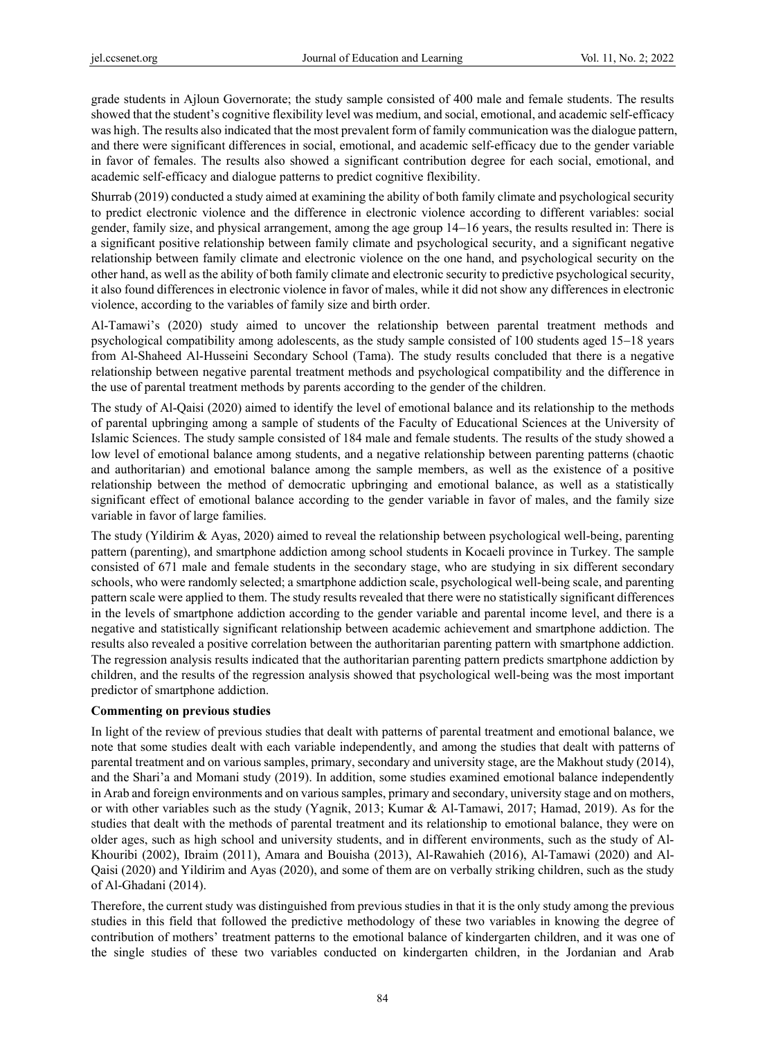grade students in Ajloun Governorate; the study sample consisted of 400 male and female students. The results showed that the student's cognitive flexibility level was medium, and social, emotional, and academic self-efficacy was high. The results also indicated that the most prevalent form of family communication was the dialogue pattern, and there were significant differences in social, emotional, and academic self-efficacy due to the gender variable in favor of females. The results also showed a significant contribution degree for each social, emotional, and academic self-efficacy and dialogue patterns to predict cognitive flexibility.

Shurrab (2019) conducted a study aimed at examining the ability of both family climate and psychological security to predict electronic violence and the difference in electronic violence according to different variables: social gender, family size, and physical arrangement, among the age group 14−16 years, the results resulted in: There is a significant positive relationship between family climate and psychological security, and a significant negative relationship between family climate and electronic violence on the one hand, and psychological security on the other hand, as well as the ability of both family climate and electronic security to predictive psychological security, it also found differences in electronic violence in favor of males, while it did not show any differences in electronic violence, according to the variables of family size and birth order.

Al-Tamawi's (2020) study aimed to uncover the relationship between parental treatment methods and psychological compatibility among adolescents, as the study sample consisted of 100 students aged 15−18 years from Al-Shaheed Al-Husseini Secondary School (Tama). The study results concluded that there is a negative relationship between negative parental treatment methods and psychological compatibility and the difference in the use of parental treatment methods by parents according to the gender of the children.

The study of Al-Qaisi (2020) aimed to identify the level of emotional balance and its relationship to the methods of parental upbringing among a sample of students of the Faculty of Educational Sciences at the University of Islamic Sciences. The study sample consisted of 184 male and female students. The results of the study showed a low level of emotional balance among students, and a negative relationship between parenting patterns (chaotic and authoritarian) and emotional balance among the sample members, as well as the existence of a positive relationship between the method of democratic upbringing and emotional balance, as well as a statistically significant effect of emotional balance according to the gender variable in favor of males, and the family size variable in favor of large families.

The study (Yildirim & Ayas, 2020) aimed to reveal the relationship between psychological well-being, parenting pattern (parenting), and smartphone addiction among school students in Kocaeli province in Turkey. The sample consisted of 671 male and female students in the secondary stage, who are studying in six different secondary schools, who were randomly selected; a smartphone addiction scale, psychological well-being scale, and parenting pattern scale were applied to them. The study results revealed that there were no statistically significant differences in the levels of smartphone addiction according to the gender variable and parental income level, and there is a negative and statistically significant relationship between academic achievement and smartphone addiction. The results also revealed a positive correlation between the authoritarian parenting pattern with smartphone addiction. The regression analysis results indicated that the authoritarian parenting pattern predicts smartphone addiction by children, and the results of the regression analysis showed that psychological well-being was the most important predictor of smartphone addiction.

**Commenting on previous studies**

In light of the review of previous studies that dealt with patterns of parental treatment and emotional balance, we note that some studies dealt with each variable independently, and among the studies that dealt with patterns of parental treatment and on various samples, primary, secondary and university stage, are the Makhout study (2014), and the Shari'a and Momani study (2019). In addition, some studies examined emotional balance independently in Arab and foreign environments and on various samples, primary and secondary, university stage and on mothers, or with other variables such as the study (Yagnik, 2013; Kumar & Al-Tamawi, 2017; Hamad, 2019). As for the studies that dealt with the methods of parental treatment and its relationship to emotional balance, they were on older ages, such as high school and university students, and in different environments, such as the study of Al-Khouribi (2002), Ibraim (2011), Amara and Bouisha (2013), Al-Rawahieh (2016), Al-Tamawi (2020) and Al-Qaisi (2020) and Yildirim and Ayas (2020), and some of them are on verbally striking children, such as the study of Al-Ghadani (2014).

Therefore, the current study was distinguished from previous studies in that it is the only study among the previous studies in this field that followed the predictive methodology of these two variables in knowing the degree of contribution of mothers' treatment patterns to the emotional balance of kindergarten children, and it was one of the single studies of these two variables conducted on kindergarten children, in the Jordanian and Arab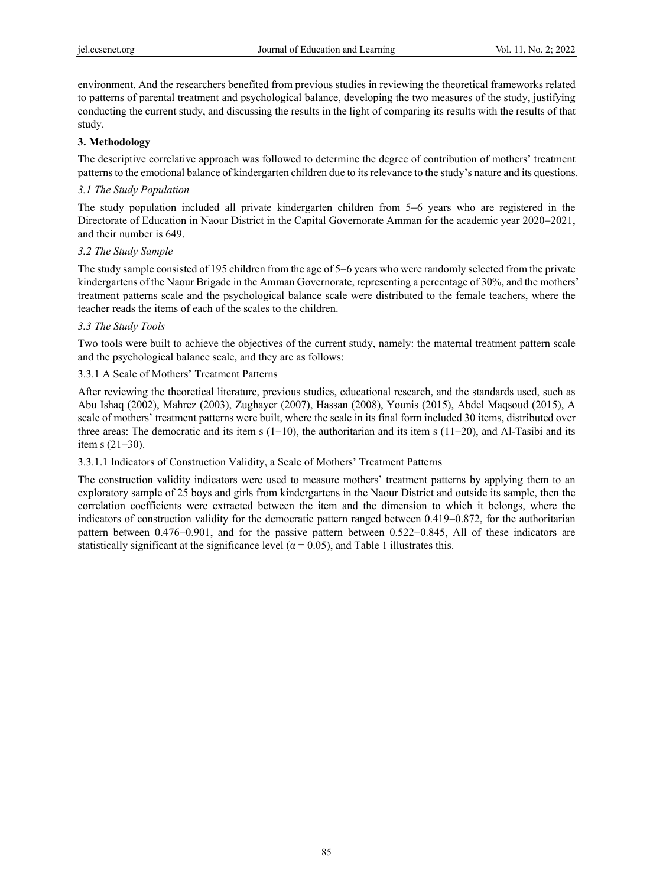environment. And the researchers benefited from previous studies in reviewing the theoretical frameworks related to patterns of parental treatment and psychological balance, developing the two measures of the study, justifying conducting the current study, and discussing the results in the light of comparing its results with the results of that study.

## 3. Methodology

The descriptive correlative approach was followed to determine the degree of contribution of mothers' treatment patterns to the emotional balance of kindergarten children due to its relevance to the study's nature and its questions.

### *3.1 The Study Population*

The study population included all private kindergarten children from 5–6 years who are registered in the Directorate of Education in Naour District in the Capital Governorate Amman for the academic year 2020–2021, and their number is 649.

### *3.2 The Study Sample*

The study sample consisted of 195 children from the age of 5–6 years who were randomly selected from the private kindergartens of the Naour Brigade in the Amman Governorate, representing a percentage of 30%, and the mothers' treatment patterns scale and the psychological balance scale were distributed to the female teachers, where the teacher reads the items of each of the scales to the children.

### *3.3 The Study Tools*

Two tools were built to achieve the objectives of the current study, namely: the maternal treatment pattern scale and the psychological balance scale, and they are as follows:

#### 3.3.1 A Scale of Mothers' Treatment Patterns

After reviewing the theoretical literature, previous studies, educational research, and the standards used, such as Abu Ishaq (2002), Mahrez (2003), Zughayer (2007), Hassan (2008), Younis (2015), Abdel Maqsoud (2015), A scale of mothers' treatment patterns were built, where the scale in its final form included 30 items, distributed over three areas: The democratic and its item s (1–10), the authoritarian and its item s (11–20), and Al-Tasibi and its item s (21–30).

##### 3.3.1.1 Indicators of Construction Validity, a Scale of Mothers' Treatment Patterns

The construction validity indicators were used to measure mothers' treatment patterns by applying them to an exploratory sample of 25 boys and girls from kindergartens in the Naour District and outside its sample, then the correlation coefficients were extracted between the item and the dimension to which it belongs, where the indicators of construction validity for the democratic pattern ranged between 0.419–0.872, for the authoritarian pattern between 0.476–0.901, and for the passive pattern between 0.522–0.845, All of these indicators are statistically significant at the significance level ($\alpha = 0.05$), and Table 1 illustrates this.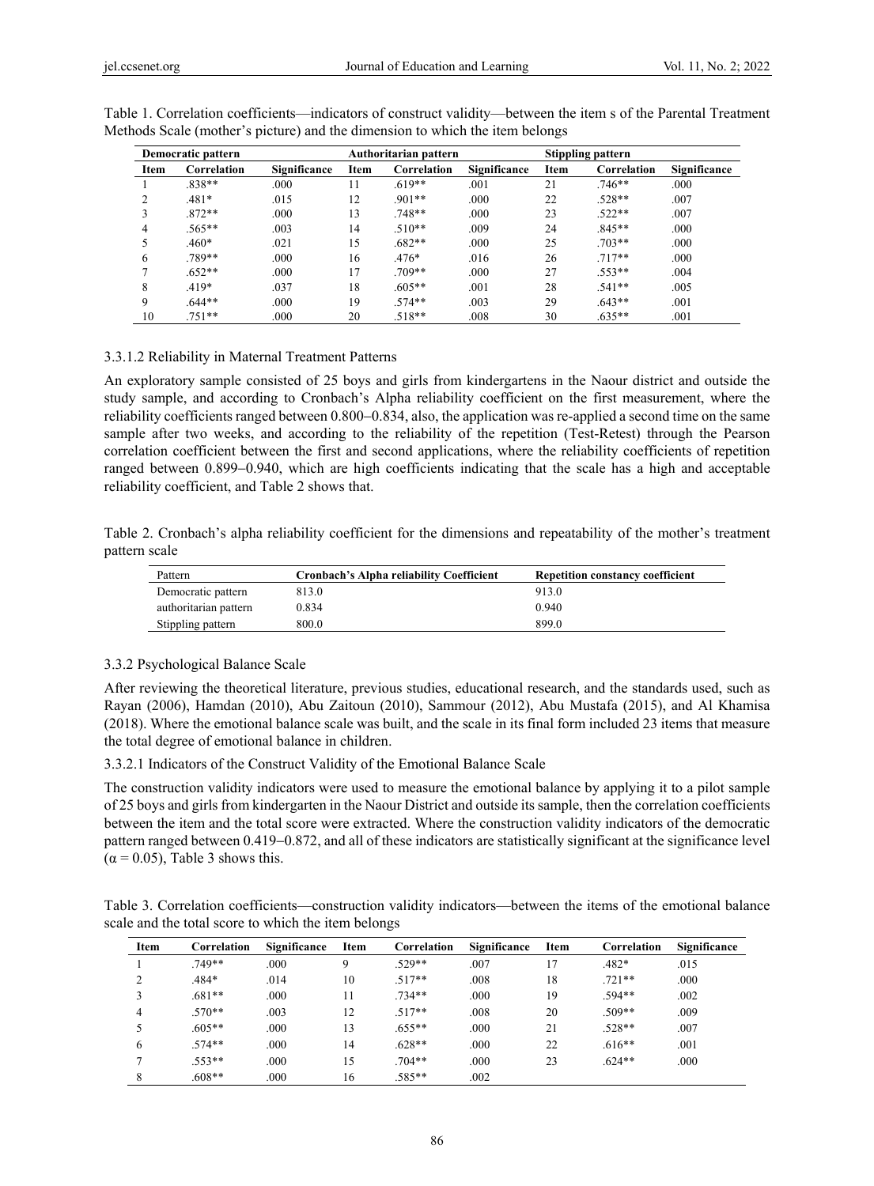Table 1. Correlation coefficients—indicators of construct validity—between the item s of the Parental Treatment Methods Scale (mother's picture) and the dimension to which the item belongs

| Democratic pattern | | | Authoritarian pattern | | | Stippling pattern | | |
|---|---|---|---|---|---|---|---|---|
| Item | Correlation | Significance | Item | Correlation | Significance | Item | Correlation | Significance |
| 1 | .838** | .000 | 11 | .619** | .001 | 21 | .746** | .000 |
| 2 | .481* | .015 | 12 | .901** | .000 | 22 | .528** | .007 |
| 3 | .872** | .000 | 13 | .748** | .000 | 23 | .522** | .007 |
| 4 | .565** | .003 | 14 | .510** | .009 | 24 | .845** | .000 |
| 5 | .460* | .021 | 15 | .682** | .000 | 25 | .703** | .000 |
| 6 | .789** | .000 | 16 | .476* | .016 | 26 | .717** | .000 |
| 7 | .652** | .000 | 17 | .709** | .000 | 27 | .553** | .004 |
| 8 | .419* | .037 | 18 | .605** | .001 | 28 | .541** | .005 |
| 9 | .644** | .000 | 19 | .574** | .003 | 29 | .643** | .001 |
| 10 | .751** | .000 | 20 | .518** | .008 | 30 | .635** | .001 |

3.3.1.2 Reliability in Maternal Treatment Patterns

An exploratory sample consisted of 25 boys and girls from kindergartens in the Naour district and outside the study sample, and according to Cronbach's Alpha reliability coefficient on the first measurement, where the reliability coefficients ranged between 0.800–0.834, also, the application was re-applied a second time on the same sample after two weeks, and according to the reliability of the repetition (Test-Retest) through the Pearson correlation coefficient between the first and second applications, where the reliability coefficients of repetition ranged between 0.899–0.940, which are high coefficients indicating that the scale has a high and acceptable reliability coefficient, and Table 2 shows that.

Table 2. Cronbach's alpha reliability coefficient for the dimensions and repeatability of the mother's treatment pattern scale

| Pattern | Cronbach's Alpha reliability Coefficient | Repetition constancy coefficient |
|---|---|---|
| Democratic pattern | 813.0 | 913.0 |
| authoritarian pattern | 0.834 | 0.940 |
| Stippling pattern | 800.0 | 899.0 |

3.3.2 Psychological Balance Scale

After reviewing the theoretical literature, previous studies, educational research, and the standards used, such as Rayan (2006), Hamdan (2010), Abu Zaitoun (2010), Sammour (2012), Abu Mustafa (2015), and Al Khamisa (2018). Where the emotional balance scale was built, and the scale in its final form included 23 items that measure the total degree of emotional balance in children.

3.3.2.1 Indicators of the Construct Validity of the Emotional Balance Scale

The construction validity indicators were used to measure the emotional balance by applying it to a pilot sample of 25 boys and girls from kindergarten in the Naour District and outside its sample, then the correlation coefficients between the item and the total score were extracted. Where the construction validity indicators of the democratic pattern ranged between 0.419–0.872, and all of these indicators are statistically significant at the significance level ($\alpha = 0.05$), Table 3 shows this.

Table 3. Correlation coefficients—construction validity indicators—between the items of the emotional balance scale and the total score to which the item belongs

| Item | Correlation | Significance | Item | Correlation | Significance | Item | Correlation | Significance |
|---|---|---|---|---|---|---|---|---|
| 1 | .749** | .000 | 9 | .529** | .007 | 17 | .482* | .015 |
| 2 | .484* | .014 | 10 | .517** | .008 | 18 | .721** | .000 |
| 3 | .681** | .000 | 11 | .734** | .000 | 19 | .594** | .002 |
| 4 | .570** | .003 | 12 | .517** | .008 | 20 | .509** | .009 |
| 5 | .605** | .000 | 13 | .655** | .000 | 21 | .528** | .007 |
| 6 | .574** | .000 | 14 | .628** | .000 | 22 | .616** | .001 |
| 7 | .553** | .000 | 15 | .704** | .000 | 23 | .624** | .000 |
| 8 | .608** | .000 | 16 | .585** | .002 | | | |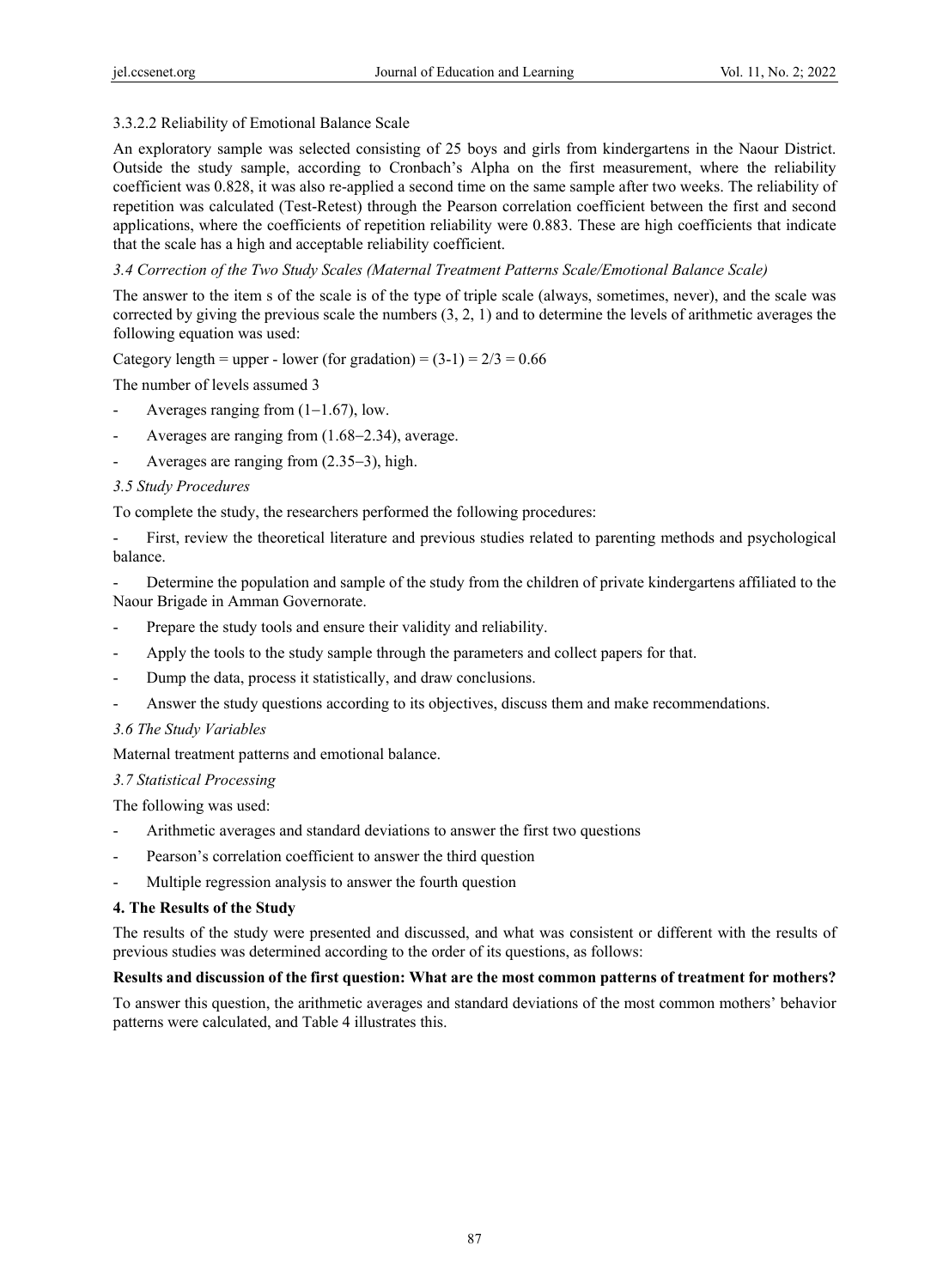#### 3.3.2.2 Reliability of Emotional Balance Scale

An exploratory sample was selected consisting of 25 boys and girls from kindergartens in the Naour District. Outside the study sample, according to Cronbach's Alpha on the first measurement, where the reliability coefficient was 0.828, it was also re-applied a second time on the same sample after two weeks. The reliability of repetition was calculated (Test-Retest) through the Pearson correlation coefficient between the first and second applications, where the coefficients of repetition reliability were 0.883. These are high coefficients that indicate that the scale has a high and acceptable reliability coefficient.

### *3.4 Correction of the Two Study Scales (Maternal Treatment Patterns Scale/Emotional Balance Scale)*

The answer to the item s of the scale is of the type of triple scale (always, sometimes, never), and the scale was corrected by giving the previous scale the numbers (3, 2, 1) and to determine the levels of arithmetic averages the following equation was used:

Category length = upper - lower (for gradation) = (3-1) = 2/3 = 0.66

The number of levels assumed 3

- Averages ranging from (1−1.67), low.
- Averages are ranging from (1.68−2.34), average.
- Averages are ranging from (2.35−3), high.

### *3.5 Study Procedures*

To complete the study, the researchers performed the following procedures:

- First, review the theoretical literature and previous studies related to parenting methods and psychological balance.
- Determine the population and sample of the study from the children of private kindergartens affiliated to the Naour Brigade in Amman Governorate.
- Prepare the study tools and ensure their validity and reliability.
- Apply the tools to the study sample through the parameters and collect papers for that.
- Dump the data, process it statistically, and draw conclusions.
- Answer the study questions according to its objectives, discuss them and make recommendations.

### *3.6 The Study Variables*

Maternal treatment patterns and emotional balance.

### *3.7 Statistical Processing*

The following was used:

- Arithmetic averages and standard deviations to answer the first two questions
- Pearson's correlation coefficient to answer the third question
- Multiple regression analysis to answer the fourth question

## 4. The Results of the Study

The results of the study were presented and discussed, and what was consistent or different with the results of previous studies was determined according to the order of its questions, as follows:

**Results and discussion of the first question: What are the most common patterns of treatment for mothers?**

To answer this question, the arithmetic averages and standard deviations of the most common mothers' behavior patterns were calculated, and Table 4 illustrates this.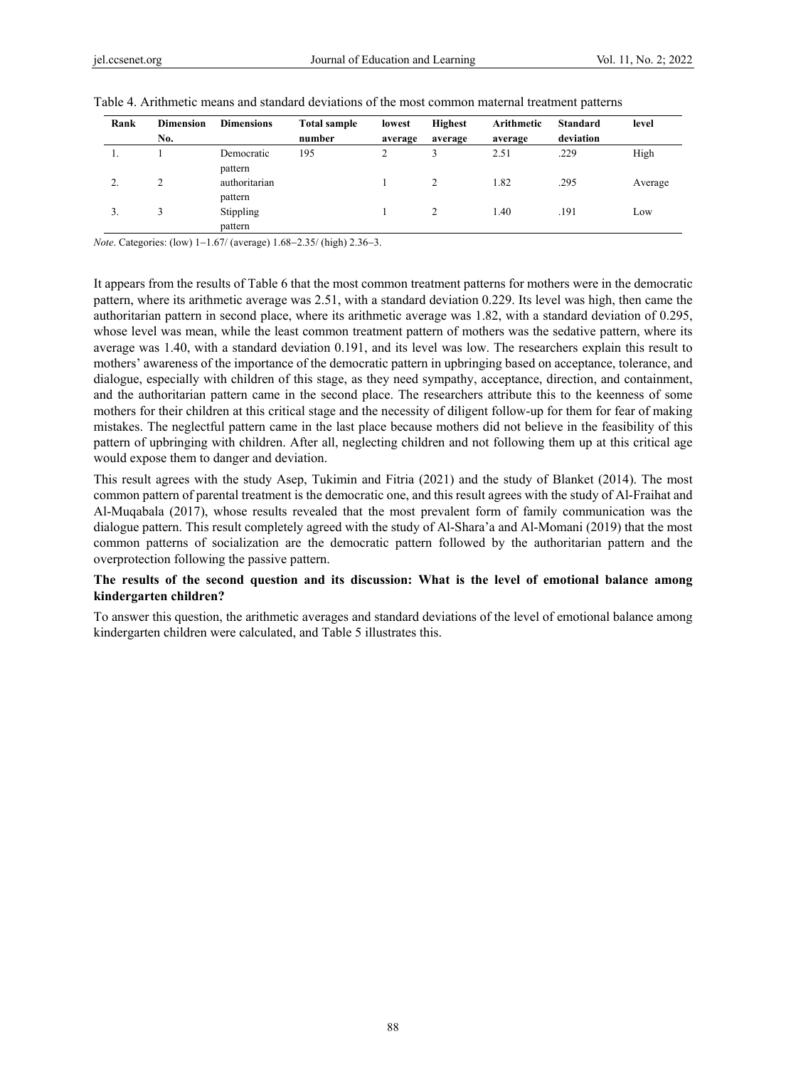Table 4. Arithmetic means and standard deviations of the most common maternal treatment patterns

| Rank | Dimension No. | Dimensions | Total sample number | lowest average | Highest average | Arithmetic average | Standard deviation | level |
|---|---|---|---|---|---|---|---|---|
| 1. | 1 | Democratic pattern | 195 | 2 | 3 | 2.51 | .229 | High |
| 2. | 2 | authoritarian pattern | | 1 | 2 | 1.82 | .295 | Average |
| 3. | 3 | Stippling pattern | | 1 | 2 | 1.40 | .191 | Low |

*Note*. Categories: (low) 1−1.67/ (average) 1.68−2.35/ (high) 2.36−3.

It appears from the results of Table 6 that the most common treatment patterns for mothers were in the democratic pattern, where its arithmetic average was 2.51, with a standard deviation 0.229. Its level was high, then came the authoritarian pattern in second place, where its arithmetic average was 1.82, with a standard deviation of 0.295, whose level was mean, while the least common treatment pattern of mothers was the sedative pattern, where its average was 1.40, with a standard deviation 0.191, and its level was low. The researchers explain this result to mothers' awareness of the importance of the democratic pattern in upbringing based on acceptance, tolerance, and dialogue, especially with children of this stage, as they need sympathy, acceptance, direction, and containment, and the authoritarian pattern came in the second place. The researchers attribute this to the keenness of some mothers for their children at this critical stage and the necessity of diligent follow-up for them for fear of making mistakes. The neglectful pattern came in the last place because mothers did not believe in the feasibility of this pattern of upbringing with children. After all, neglecting children and not following them up at this critical age would expose them to danger and deviation.

This result agrees with the study Asep, Tukimin and Fitria (2021) and the study of Blanket (2014). The most common pattern of parental treatment is the democratic one, and this result agrees with the study of Al-Fraihat and Al-Muqabala (2017), whose results revealed that the most prevalent form of family communication was the dialogue pattern. This result completely agreed with the study of Al-Shara'a and Al-Momani (2019) that the most common patterns of socialization are the democratic pattern followed by the authoritarian pattern and the overprotection following the passive pattern.

**The results of the second question and its discussion: What is the level of emotional balance among kindergarten children?**

To answer this question, the arithmetic averages and standard deviations of the level of emotional balance among kindergarten children were calculated, and Table 5 illustrates this.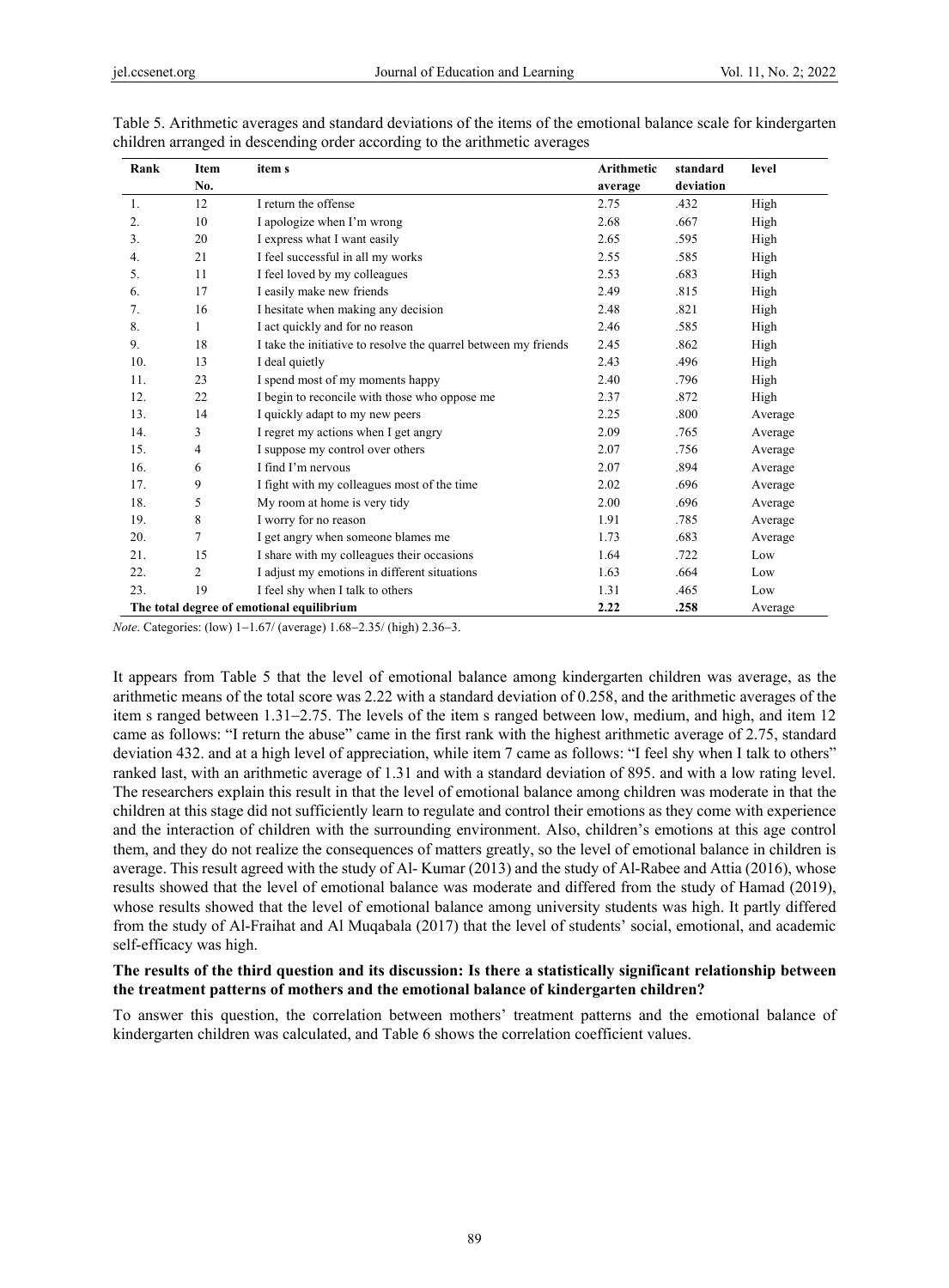Table 5. Arithmetic averages and standard deviations of the items of the emotional balance scale for kindergarten children arranged in descending order according to the arithmetic averages

| Rank | Item No. | item s | Arithmetic average | standard deviation | level |
|---|---|---|---|---|---|
| 1. | 12 | I return the offense | 2.75 | .432 | High |
| 2. | 10 | I apologize when I'm wrong | 2.68 | .667 | High |
| 3. | 20 | I express what I want easily | 2.65 | .595 | High |
| 4. | 21 | I feel successful in all my works | 2.55 | .585 | High |
| 5. | 11 | I feel loved by my colleagues | 2.53 | .683 | High |
| 6. | 17 | I easily make new friends | 2.49 | .815 | High |
| 7. | 16 | I hesitate when making any decision | 2.48 | .821 | High |
| 8. | 1 | I act quickly and for no reason | 2.46 | .585 | High |
| 9. | 18 | I take the initiative to resolve the quarrel between my friends | 2.45 | .862 | High |
| 10. | 13 | I deal quietly | 2.43 | .496 | High |
| 11. | 23 | I spend most of my moments happy | 2.40 | .796 | High |
| 12. | 22 | I begin to reconcile with those who oppose me | 2.37 | .872 | High |
| 13. | 14 | I quickly adapt to my new peers | 2.25 | .800 | Average |
| 14. | 3 | I regret my actions when I get angry | 2.09 | .765 | Average |
| 15. | 4 | I suppose my control over others | 2.07 | .756 | Average |
| 16. | 6 | I find I'm nervous | 2.07 | .894 | Average |
| 17. | 9 | I fight with my colleagues most of the time | 2.02 | .696 | Average |
| 18. | 5 | My room at home is very tidy | 2.00 | .696 | Average |
| 19. | 8 | I worry for no reason | 1.91 | .785 | Average |
| 20. | 7 | I get angry when someone blames me | 1.73 | .683 | Average |
| 21. | 15 | I share with my colleagues their occasions | 1.64 | .722 | Low |
| 22. | 2 | I adjust my emotions in different situations | 1.63 | .664 | Low |
| 23. | 19 | I feel shy when I talk to others | 1.31 | .465 | Low |
| **The total degree of emotional equilibrium** | | | **2.22** | **.258** | Average |

*Note*. Categories: (low) 1−1.67/ (average) 1.68−2.35/ (high) 2.36−3.

It appears from Table 5 that the level of emotional balance among kindergarten children was average, as the arithmetic means of the total score was 2.22 with a standard deviation of 0.258, and the arithmetic averages of the item s ranged between 1.31−2.75. The levels of the item s ranged between low, medium, and high, and item 12 came as follows: "I return the abuse" came in the first rank with the highest arithmetic average of 2.75, standard deviation 432. and at a high level of appreciation, while item 7 came as follows: "I feel shy when I talk to others" ranked last, with an arithmetic average of 1.31 and with a standard deviation of 895. and with a low rating level. The researchers explain this result in that the level of emotional balance among children was moderate in that the children at this stage did not sufficiently learn to regulate and control their emotions as they come with experience and the interaction of children with the surrounding environment. Also, children's emotions at this age control them, and they do not realize the consequences of matters greatly, so the level of emotional balance in children is average. This result agreed with the study of Al- Kumar (2013) and the study of Al-Rabee and Attia (2016), whose results showed that the level of emotional balance was moderate and differed from the study of Hamad (2019), whose results showed that the level of emotional balance among university students was high. It partly differed from the study of Al-Fraihat and Al Muqabala (2017) that the level of students' social, emotional, and academic self-efficacy was high.

**The results of the third question and its discussion: Is there a statistically significant relationship between the treatment patterns of mothers and the emotional balance of kindergarten children?**

To answer this question, the correlation between mothers' treatment patterns and the emotional balance of kindergarten children was calculated, and Table 6 shows the correlation coefficient values.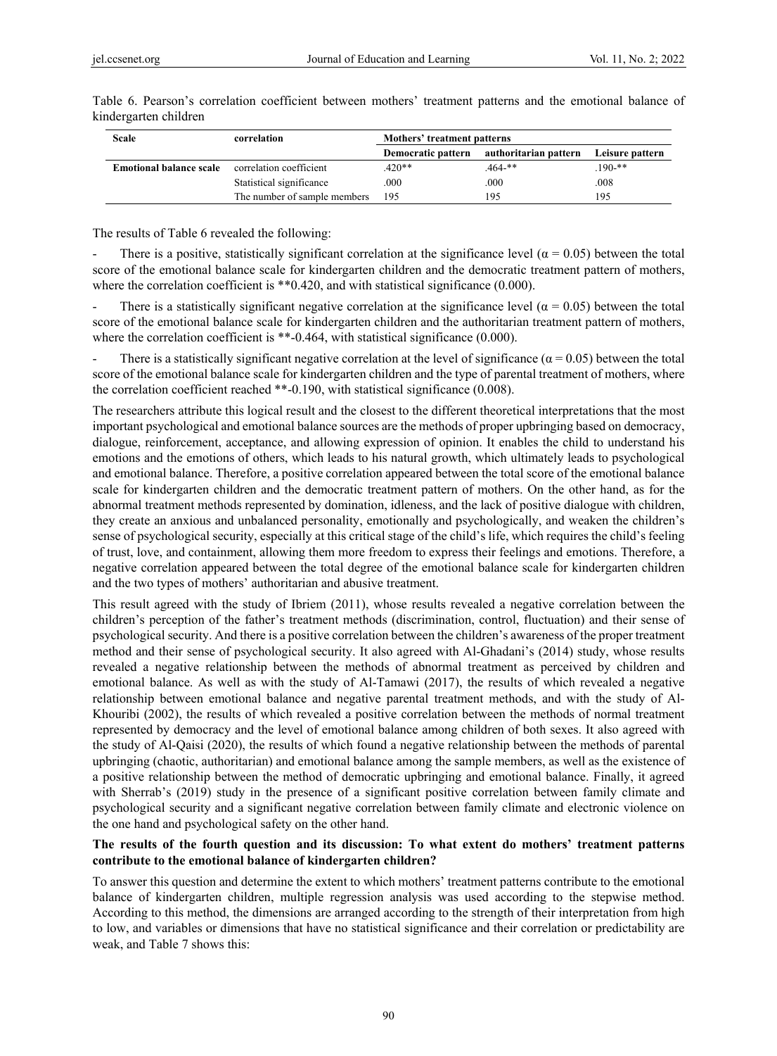Table 6. Pearson's correlation coefficient between mothers' treatment patterns and the emotional balance of kindergarten children

| Scale | correlation | Mothers' treatment patterns | | |
|---|---|---|---|---|
| | | Democratic pattern | authoritarian pattern | Leisure pattern |
| **Emotional balance scale** | correlation coefficient | .420** | .464-** | .190-** |
| | Statistical significance | .000 | .000 | .008 |
| | The number of sample members | 195 | 195 | 195 |

The results of Table 6 revealed the following:

- There is a positive, statistically significant correlation at the significance level ($\alpha = 0.05$) between the total score of the emotional balance scale for kindergarten children and the democratic treatment pattern of mothers, where the correlation coefficient is **0.420, and with statistical significance (0.000).

- There is a statistically significant negative correlation at the significance level ($\alpha = 0.05$) between the total score of the emotional balance scale for kindergarten children and the authoritarian treatment pattern of mothers, where the correlation coefficient is **-0.464, with statistical significance (0.000).

- There is a statistically significant negative correlation at the level of significance ($\alpha = 0.05$) between the total score of the emotional balance scale for kindergarten children and the type of parental treatment of mothers, where the correlation coefficient reached **-0.190, with statistical significance (0.008).

The researchers attribute this logical result and the closest to the different theoretical interpretations that the most important psychological and emotional balance sources are the methods of proper upbringing based on democracy, dialogue, reinforcement, acceptance, and allowing expression of opinion. It enables the child to understand his emotions and the emotions of others, which leads to his natural growth, which ultimately leads to psychological and emotional balance. Therefore, a positive correlation appeared between the total score of the emotional balance scale for kindergarten children and the democratic treatment pattern of mothers. On the other hand, as for the abnormal treatment methods represented by domination, idleness, and the lack of positive dialogue with children, they create an anxious and unbalanced personality, emotionally and psychologically, and weaken the children's sense of psychological security, especially at this critical stage of the child's life, which requires the child's feeling of trust, love, and containment, allowing them more freedom to express their feelings and emotions. Therefore, a negative correlation appeared between the total degree of the emotional balance scale for kindergarten children and the two types of mothers' authoritarian and abusive treatment.

This result agreed with the study of Ibriem (2011), whose results revealed a negative correlation between the children's perception of the father's treatment methods (discrimination, control, fluctuation) and their sense of psychological security. And there is a positive correlation between the children's awareness of the proper treatment method and their sense of psychological security. It also agreed with Al-Ghadani's (2014) study, whose results revealed a negative relationship between the methods of abnormal treatment as perceived by children and emotional balance. As well as with the study of Al-Tamawi (2017), the results of which revealed a negative relationship between emotional balance and negative parental treatment methods, and with the study of Al-Khouribi (2002), the results of which revealed a positive correlation between the methods of normal treatment represented by democracy and the level of emotional balance among children of both sexes. It also agreed with the study of Al-Qaisi (2020), the results of which found a negative relationship between the methods of parental upbringing (chaotic, authoritarian) and emotional balance among the sample members, as well as the existence of a positive relationship between the method of democratic upbringing and emotional balance. Finally, it agreed with Sherrab's (2019) study in the presence of a significant positive correlation between family climate and psychological security and a significant negative correlation between family climate and electronic violence on the one hand and psychological safety on the other hand.

**The results of the fourth question and its discussion: To what extent do mothers' treatment patterns contribute to the emotional balance of kindergarten children?**

To answer this question and determine the extent to which mothers' treatment patterns contribute to the emotional balance of kindergarten children, multiple regression analysis was used according to the stepwise method. According to this method, the dimensions are arranged according to the strength of their interpretation from high to low, and variables or dimensions that have no statistical significance and their correlation or predictability are weak, and Table 7 shows this: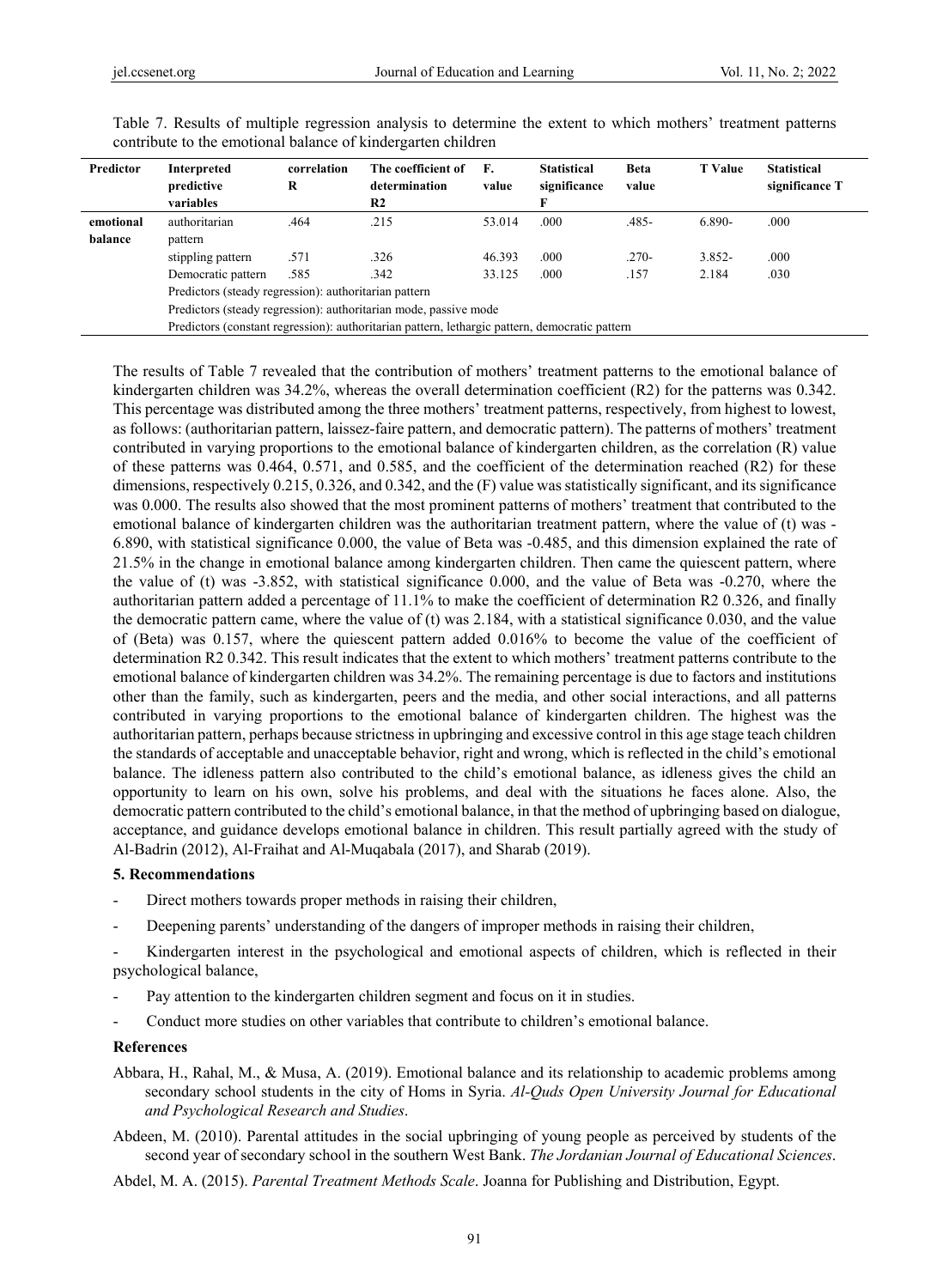Table 7. Results of multiple regression analysis to determine the extent to which mothers' treatment patterns contribute to the emotional balance of kindergarten children

| Predictor | Interpreted predictive variables | correlation R | The coefficient of determination R2 | F. value | Statistical significance F | Beta value | T Value | Statistical significance T |
|---|---|---|---|---|---|---|---|---|
| emotional balance | authoritarian pattern | .464 | .215 | 53.014 | .000 | .485- | 6.890- | .000 |
| | stippling pattern | .571 | .326 | 46.393 | .000 | .270- | 3.852- | .000 |
| | Democratic pattern | .585 | .342 | 33.125 | .000 | .157 | 2.184 | .030 |
| | Predictors (steady regression): authoritarian pattern | | | | | | | |
| | Predictors (steady regression): authoritarian mode, passive mode | | | | | | | |
| | Predictors (constant regression): authoritarian pattern, lethargic pattern, democratic pattern | | | | | | | |

The results of Table 7 revealed that the contribution of mothers' treatment patterns to the emotional balance of kindergarten children was 34.2%, whereas the overall determination coefficient (R2) for the patterns was 0.342. This percentage was distributed among the three mothers' treatment patterns, respectively, from highest to lowest, as follows: (authoritarian pattern, laissez-faire pattern, and democratic pattern). The patterns of mothers' treatment contributed in varying proportions to the emotional balance of kindergarten children, as the correlation (R) value of these patterns was 0.464, 0.571, and 0.585, and the coefficient of the determination reached (R2) for these dimensions, respectively 0.215, 0.326, and 0.342, and the (F) value was statistically significant, and its significance was 0.000. The results also showed that the most prominent patterns of mothers' treatment that contributed to the emotional balance of kindergarten children was the authoritarian treatment pattern, where the value of (t) was -6.890, with statistical significance 0.000, the value of Beta was -0.485, and this dimension explained the rate of 21.5% in the change in emotional balance among kindergarten children. Then came the quiescent pattern, where the value of (t) was -3.852, with statistical significance 0.000, and the value of Beta was -0.270, where the authoritarian pattern added a percentage of 11.1% to make the coefficient of determination R2 0.326, and finally the democratic pattern came, where the value of (t) was 2.184, with a statistical significance 0.030, and the value of (Beta) was 0.157, where the quiescent pattern added 0.016% to become the value of the coefficient of determination R2 0.342. This result indicates that the extent to which mothers' treatment patterns contribute to the emotional balance of kindergarten children was 34.2%. The remaining percentage is due to factors and institutions other than the family, such as kindergarten, peers and the media, and other social interactions, and all patterns contributed in varying proportions to the emotional balance of kindergarten children. The highest was the authoritarian pattern, perhaps because strictness in upbringing and excessive control in this age stage teach children the standards of acceptable and unacceptable behavior, right and wrong, which is reflected in the child's emotional balance. The idleness pattern also contributed to the child's emotional balance, as idleness gives the child an opportunity to learn on his own, solve his problems, and deal with the situations he faces alone. Also, the democratic pattern contributed to the child's emotional balance, in that the method of upbringing based on dialogue, acceptance, and guidance develops emotional balance in children. This result partially agreed with the study of Al-Badrin (2012), Al-Fraihat and Al-Muqabala (2017), and Sharab (2019).

## 5. Recommendations

- Direct mothers towards proper methods in raising their children,
- Deepening parents' understanding of the dangers of improper methods in raising their children,
- Kindergarten interest in the psychological and emotional aspects of children, which is reflected in their psychological balance,
- Pay attention to the kindergarten children segment and focus on it in studies.
- Conduct more studies on other variables that contribute to children's emotional balance.

## References

Abbara, H., Rahal, M., & Musa, A. (2019). Emotional balance and its relationship to academic problems among secondary school students in the city of Homs in Syria. *Al-Quds Open University Journal for Educational and Psychological Research and Studies*.

Abdeen, M. (2010). Parental attitudes in the social upbringing of young people as perceived by students of the second year of secondary school in the southern West Bank. *The Jordanian Journal of Educational Sciences*.

Abdel, M. A. (2015). *Parental Treatment Methods Scale*. Joanna for Publishing and Distribution, Egypt.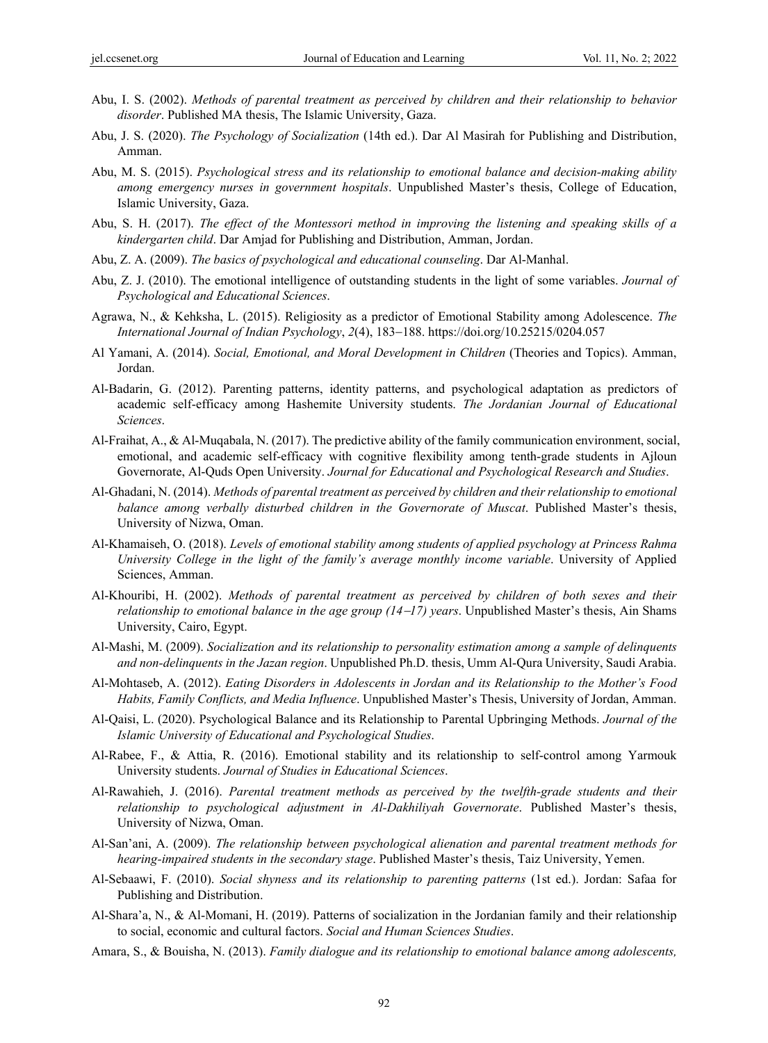Abu, I. S. (2002). *Methods of parental treatment as perceived by children and their relationship to behavior disorder*. Published MA thesis, The Islamic University, Gaza.

Abu, J. S. (2020). *The Psychology of Socialization* (14th ed.). Dar Al Masirah for Publishing and Distribution, Amman.

Abu, M. S. (2015). *Psychological stress and its relationship to emotional balance and decision-making ability among emergency nurses in government hospitals*. Unpublished Master's thesis, College of Education, Islamic University, Gaza.

Abu, S. H. (2017). *The effect of the Montessori method in improving the listening and speaking skills of a kindergarten child*. Dar Amjad for Publishing and Distribution, Amman, Jordan.

Abu, Z. A. (2009). *The basics of psychological and educational counseling*. Dar Al-Manhal.

Abu, Z. J. (2010). The emotional intelligence of outstanding students in the light of some variables. *Journal of Psychological and Educational Sciences*.

Agrawa, N., & Kehksha, L. (2015). Religiosity as a predictor of Emotional Stability among Adolescence. *The International Journal of Indian Psychology*, *2*(4), 183–188. https://doi.org/10.25215/0204.057

Al Yamani, A. (2014). *Social, Emotional, and Moral Development in Children* (Theories and Topics). Amman, Jordan.

Al-Badarin, G. (2012). Parenting patterns, identity patterns, and psychological adaptation as predictors of academic self-efficacy among Hashemite University students. *The Jordanian Journal of Educational Sciences*.

Al-Fraihat, A., & Al-Muqabala, N. (2017). The predictive ability of the family communication environment, social, emotional, and academic self-efficacy with cognitive flexibility among tenth-grade students in Ajloun Governorate, Al-Quds Open University. *Journal for Educational and Psychological Research and Studies*.

Al-Ghadani, N. (2014). *Methods of parental treatment as perceived by children and their relationship to emotional balance among verbally disturbed children in the Governorate of Muscat*. Published Master's thesis, University of Nizwa, Oman.

Al-Khamaiseh, O. (2018). *Levels of emotional stability among students of applied psychology at Princess Rahma University College in the light of the family's average monthly income variable*. University of Applied Sciences, Amman.

Al-Khouribi, H. (2002). *Methods of parental treatment as perceived by children of both sexes and their relationship to emotional balance in the age group (14–17) years*. Unpublished Master's thesis, Ain Shams University, Cairo, Egypt.

Al-Mashi, M. (2009). *Socialization and its relationship to personality estimation among a sample of delinquents and non-delinquents in the Jazan region*. Unpublished Ph.D. thesis, Umm Al-Qura University, Saudi Arabia.

Al-Mohtaseb, A. (2012). *Eating Disorders in Adolescents in Jordan and its Relationship to the Mother's Food Habits, Family Conflicts, and Media Influence*. Unpublished Master's Thesis, University of Jordan, Amman.

Al-Qaisi, L. (2020). Psychological Balance and its Relationship to Parental Upbringing Methods. *Journal of the Islamic University of Educational and Psychological Studies*.

Al-Rabee, F., & Attia, R. (2016). Emotional stability and its relationship to self-control among Yarmouk University students. *Journal of Studies in Educational Sciences*.

Al-Rawahieh, J. (2016). *Parental treatment methods as perceived by the twelfth-grade students and their relationship to psychological adjustment in Al-Dakhiliyah Governorate*. Published Master's thesis, University of Nizwa, Oman.

Al-San'ani, A. (2009). *The relationship between psychological alienation and parental treatment methods for hearing-impaired students in the secondary stage*. Published Master's thesis, Taiz University, Yemen.

Al-Sebaawi, F. (2010). *Social shyness and its relationship to parenting patterns* (1st ed.). Jordan: Safaa for Publishing and Distribution.

Al-Shara'a, N., & Al-Momani, H. (2019). Patterns of socialization in the Jordanian family and their relationship to social, economic and cultural factors. *Social and Human Sciences Studies*.

Amara, S., & Bouisha, N. (2013). *Family dialogue and its relationship to emotional balance among adolescents,*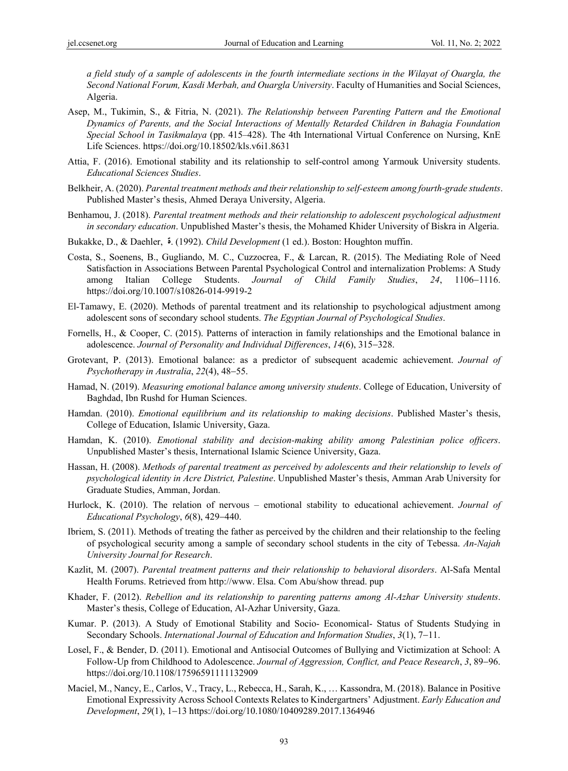*a field study of a sample of adolescents in the fourth intermediate sections in the Wilayat of Ouargla, the Second National Forum, Kasdi Merbah, and Ouargla University*. Faculty of Humanities and Social Sciences, Algeria.

Asep, M., Tukimin, S., & Fitria, N. (2021). *The Relationship between Parenting Pattern and the Emotional Dynamics of Parents, and the Social Interactions of Mentally Retarded Children in Bahagia Foundation Special School in Tasikmalaya* (pp. 415–428). The 4th International Virtual Conference on Nursing, KnE Life Sciences. https://doi.org/10.18502/kls.v6i1.8631

Attia, F. (2016). Emotional stability and its relationship to self-control among Yarmouk University students. *Educational Sciences Studies*.

Belkheir, A. (2020). *Parental treatment methods and their relationship to self-esteem among fourth-grade students*. Published Master's thesis, Ahmed Deraya University, Algeria.

Benhamou, J. (2018). *Parental treatment methods and their relationship to adolescent psychological adjustment in secondary education*. Unpublished Master's thesis, the Mohamed Khider University of Biskra in Algeria.

Bukakke, D., & Daehler, ة. (1992). *Child Development* (1 ed.). Boston: Houghton muffin.

Costa, S., Soenens, B., Gugliando, M. C., Cuzzocrea, F., & Larcan, R. (2015). The Mediating Role of Need Satisfaction in Associations Between Parental Psychological Control and internalization Problems: A Study among Italian College Students. *Journal of Child Family Studies*, *24*, 1106–1116. https://doi.org/10.1007/s10826-014-9919-2

El-Tamawy, E. (2020). Methods of parental treatment and its relationship to psychological adjustment among adolescent sons of secondary school students. *The Egyptian Journal of Psychological Studies*.

Fornells, H., & Cooper, C. (2015). Patterns of interaction in family relationships and the Emotional balance in adolescence. *Journal of Personality and Individual Differences*, *14*(6), 315–328.

Grotevant, P. (2013). Emotional balance: as a predictor of subsequent academic achievement. *Journal of Psychotherapy in Australia*, *22*(4), 48–55.

Hamad, N. (2019). *Measuring emotional balance among university students*. College of Education, University of Baghdad, Ibn Rushd for Human Sciences.

Hamdan. (2010). *Emotional equilibrium and its relationship to making decisions*. Published Master's thesis, College of Education, Islamic University, Gaza.

Hamdan, K. (2010). *Emotional stability and decision-making ability among Palestinian police officers*. Unpublished Master's thesis, International Islamic Science University, Gaza.

Hassan, H. (2008). *Methods of parental treatment as perceived by adolescents and their relationship to levels of psychological identity in Acre District, Palestine*. Unpublished Master's thesis, Amman Arab University for Graduate Studies, Amman, Jordan.

Hurlock, K. (2010). The relation of nervous – emotional stability to educational achievement. *Journal of Educational Psychology*, *6*(8), 429–440.

Ibriem, S. (2011). Methods of treating the father as perceived by the children and their relationship to the feeling of psychological security among a sample of secondary school students in the city of Tebessa. *An-Najah University Journal for Research*.

Kazlit, M. (2007). *Parental treatment patterns and their relationship to behavioral disorders*. Al-Safa Mental Health Forums. Retrieved from http://www. Elsa. Com Abu/show thread. pup

Khader, F. (2012). *Rebellion and its relationship to parenting patterns among Al-Azhar University students*. Master's thesis, College of Education, Al-Azhar University, Gaza.

Kumar. P. (2013). A Study of Emotional Stability and Socio- Economical- Status of Students Studying in Secondary Schools. *International Journal of Education and Information Studies*, *3*(1), 7–11.

Losel, F., & Bender, D. (2011). Emotional and Antisocial Outcomes of Bullying and Victimization at School: A Follow-Up from Childhood to Adolescence. *Journal of Aggression, Conflict, and Peace Research*, *3*, 89–96. https://doi.org/10.1108/17596591111132909

Maciel, M., Nancy, E., Carlos, V., Tracy, L., Rebecca, H., Sarah, K., … Kassondra, M. (2018). Balance in Positive Emotional Expressivity Across School Contexts Relates to Kindergartners' Adjustment. *Early Education and Development*, *29*(1), 1–13 https://doi.org/10.1080/10409289.2017.1364946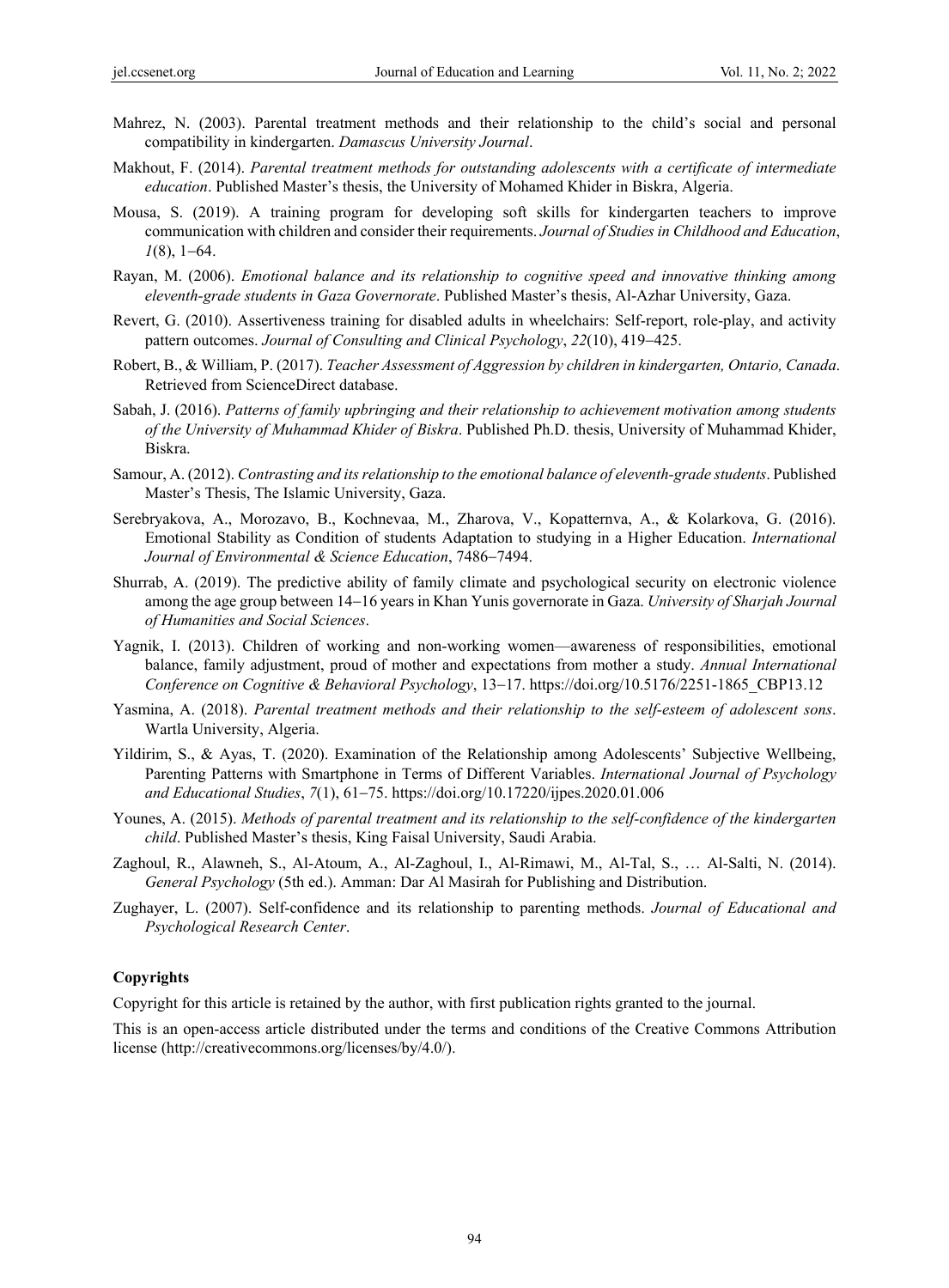Mahrez, N. (2003). Parental treatment methods and their relationship to the child's social and personal compatibility in kindergarten. *Damascus University Journal*.

Makhout, F. (2014). *Parental treatment methods for outstanding adolescents with a certificate of intermediate education*. Published Master's thesis, the University of Mohamed Khider in Biskra, Algeria.

Mousa, S. (2019). A training program for developing soft skills for kindergarten teachers to improve communication with children and consider their requirements. *Journal of Studies in Childhood and Education*, *1*(8), 1–64.

Rayan, M. (2006). *Emotional balance and its relationship to cognitive speed and innovative thinking among eleventh-grade students in Gaza Governorate*. Published Master's thesis, Al-Azhar University, Gaza.

Revert, G. (2010). Assertiveness training for disabled adults in wheelchairs: Self-report, role-play, and activity pattern outcomes. *Journal of Consulting and Clinical Psychology*, *22*(10), 419–425.

Robert, B., & William, P. (2017). *Teacher Assessment of Aggression by children in kindergarten, Ontario, Canada*. Retrieved from ScienceDirect database.

Sabah, J. (2016). *Patterns of family upbringing and their relationship to achievement motivation among students of the University of Muhammad Khider of Biskra*. Published Ph.D. thesis, University of Muhammad Khider, Biskra.

Samour, A. (2012). *Contrasting and its relationship to the emotional balance of eleventh-grade students*. Published Master's Thesis, The Islamic University, Gaza.

Serebryakova, A., Morozavo, B., Kochnevaa, M., Zharova, V., Kopatternva, A., & Kolarkova, G. (2016). Emotional Stability as Condition of students Adaptation to studying in a Higher Education. *International Journal of Environmental & Science Education*, 7486–7494.

Shurrab, A. (2019). The predictive ability of family climate and psychological security on electronic violence among the age group between 14–16 years in Khan Yunis governorate in Gaza. *University of Sharjah Journal of Humanities and Social Sciences*.

Yagnik, I. (2013). Children of working and non-working women—awareness of responsibilities, emotional balance, family adjustment, proud of mother and expectations from mother a study. *Annual International Conference on Cognitive & Behavioral Psychology*, 13–17. https://doi.org/10.5176/2251-1865_CBP13.12

Yasmina, A. (2018). *Parental treatment methods and their relationship to the self-esteem of adolescent sons*. Wartla University, Algeria.

Yildirim, S., & Ayas, T. (2020). Examination of the Relationship among Adolescents' Subjective Wellbeing, Parenting Patterns with Smartphone in Terms of Different Variables. *International Journal of Psychology and Educational Studies*, *7*(1), 61–75. https://doi.org/10.17220/ijpes.2020.01.006

Younes, A. (2015). *Methods of parental treatment and its relationship to the self-confidence of the kindergarten child*. Published Master's thesis, King Faisal University, Saudi Arabia.

Zaghoul, R., Alawneh, S., Al-Atoum, A., Al-Zaghoul, I., Al-Rimawi, M., Al-Tal, S., … Al-Salti, N. (2014). *General Psychology* (5th ed.). Amman: Dar Al Masirah for Publishing and Distribution.

Zughayer, L. (2007). Self-confidence and its relationship to parenting methods. *Journal of Educational and Psychological Research Center*.

**Copyrights**

Copyright for this article is retained by the author, with first publication rights granted to the journal.

This is an open-access article distributed under the terms and conditions of the Creative Commons Attribution license (http://creativecommons.org/licenses/by/4.0/).